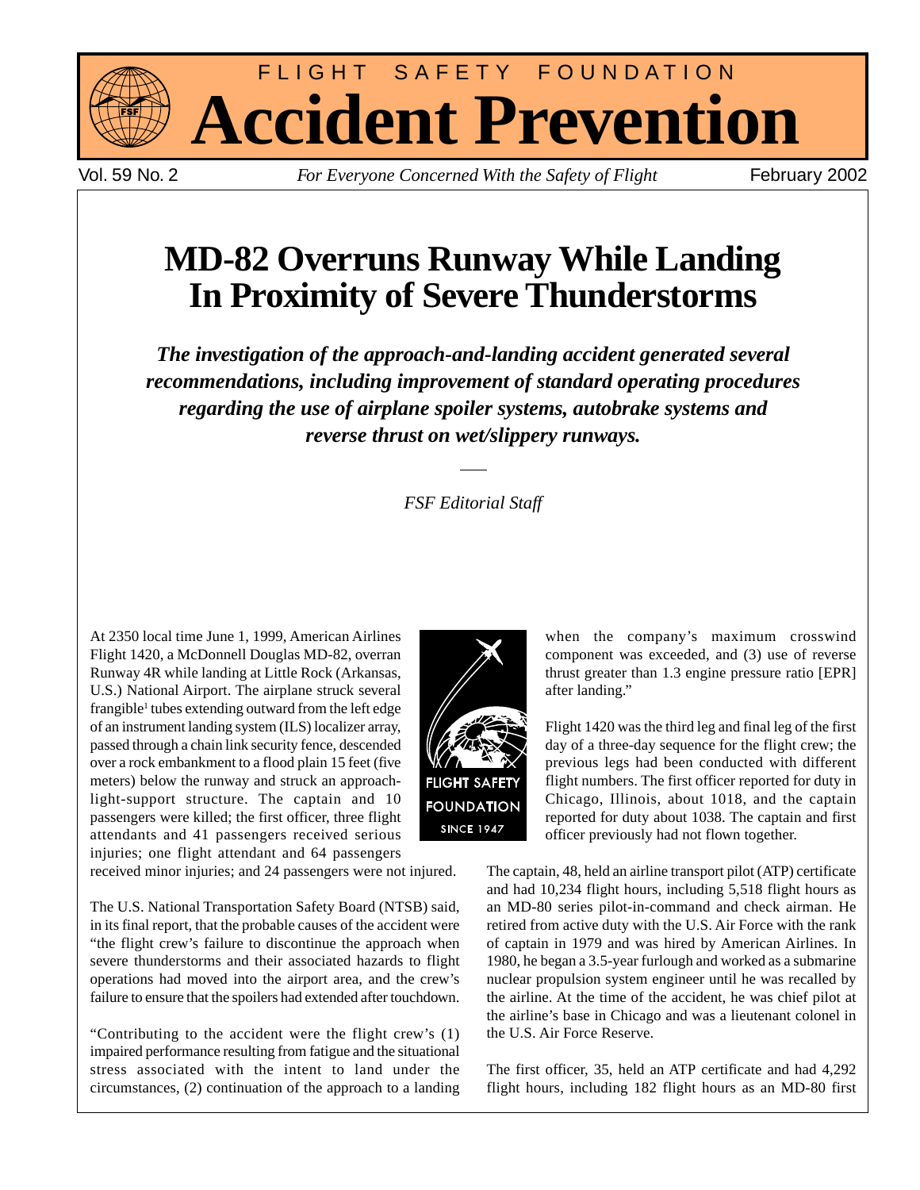# FLIGHT SAFETY FOUNDATION

# Accident Prevention

Vol. 59 No. 2 *For Everyone Concerned With the Safety of Flight* February 2002

## MD-82 Overruns Runway While Landing In Proximity of Severe Thunderstorms

***The investigation of the approach-and-landing accident generated several recommendations, including improvement of standard operating procedures regarding the use of airplane spoiler systems, autobrake systems and reverse thrust on wet/slippery runways.***

*FSF Editorial Staff*

At 2350 local time June 1, 1999, American Airlines Flight 1420, a McDonnell Douglas MD-82, overran Runway 4R while landing at Little Rock (Arkansas, U.S.) National Airport. The airplane struck several frangible[1] tubes extending outward from the left edge of an instrument landing system (ILS) localizer array, passed through a chain link security fence, descended over a rock embankment to a flood plain 15 feet (five meters) below the runway and struck an approach-light-support structure. The captain and 10 passengers were killed; the first officer, three flight attendants and 41 passengers received serious injuries; one flight attendant and 64 passengers received minor injuries; and 24 passengers were not injured.

The U.S. National Transportation Safety Board (NTSB) said, in its final report, that the probable causes of the accident were "the flight crew's failure to discontinue the approach when severe thunderstorms and their associated hazards to flight operations had moved into the airport area, and the crew's failure to ensure that the spoilers had extended after touchdown.

"Contributing to the accident were the flight crew's (1) impaired performance resulting from fatigue and the situational stress associated with the intent to land under the circumstances, (2) continuation of the approach to a landing when the company's maximum crosswind component was exceeded, and (3) use of reverse thrust greater than 1.3 engine pressure ratio [EPR] after landing."

Flight 1420 was the third leg and final leg of the first day of a three-day sequence for the flight crew; the previous legs had been conducted with different flight numbers. The first officer reported for duty in Chicago, Illinois, about 1018, and the captain reported for duty about 1038. The captain and first officer previously had not flown together.

The captain, 48, held an airline transport pilot (ATP) certificate and had 10,234 flight hours, including 5,518 flight hours as an MD-80 series pilot-in-command and check airman. He retired from active duty with the U.S. Air Force with the rank of captain in 1979 and was hired by American Airlines. In 1980, he began a 3.5-year furlough and worked as a submarine nuclear propulsion system engineer until he was recalled by the airline. At the time of the accident, he was chief pilot at the airline's base in Chicago and was a lieutenant colonel in the U.S. Air Force Reserve.

The first officer, 35, held an ATP certificate and had 4,292 flight hours, including 182 flight hours as an MD-80 first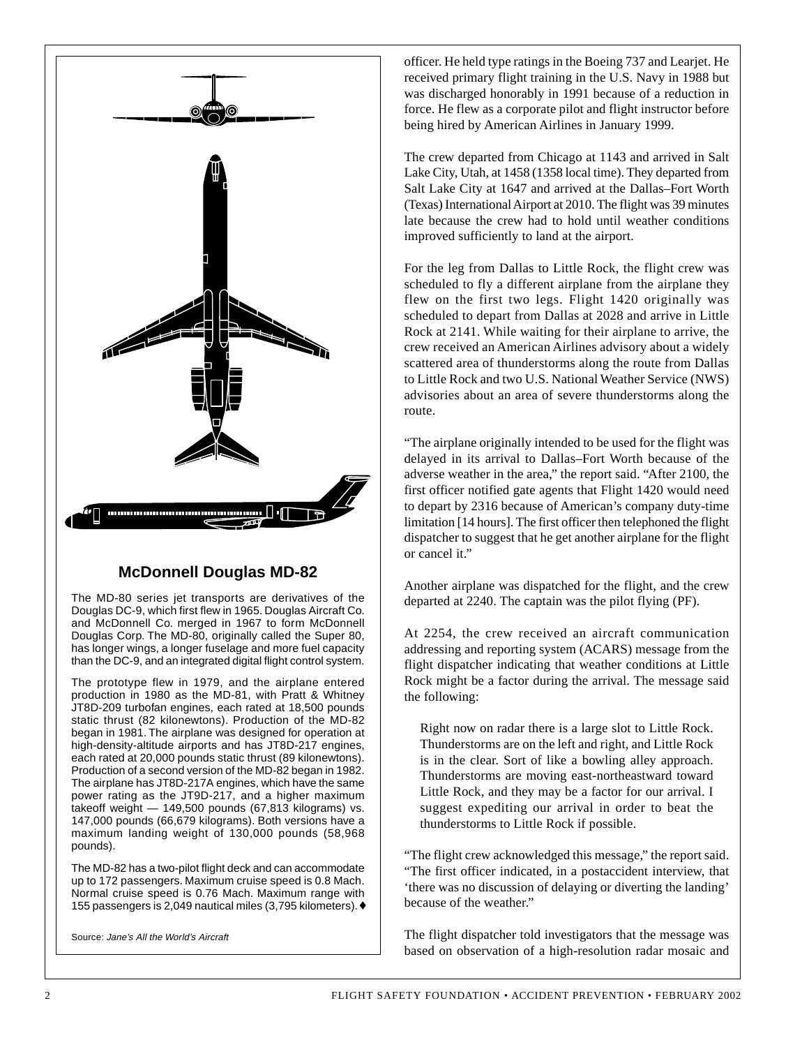## McDonnell Douglas MD-82

The MD-80 series jet transports are derivatives of the Douglas DC-9, which first flew in 1965. Douglas Aircraft Co. and McDonnell Co. merged in 1967 to form McDonnell Douglas Corp. The MD-80, originally called the Super 80, has longer wings, a longer fuselage and more fuel capacity than the DC-9, and an integrated digital flight control system.

The prototype flew in 1979, and the airplane entered production in 1980 as the MD-81, with Pratt & Whitney JT8D-209 turbofan engines, each rated at 18,500 pounds static thrust (82 kilonewtons). Production of the MD-82 began in 1981. The airplane was designed for operation at high-density-altitude airports and has JT8D-217 engines, each rated at 20,000 pounds static thrust (89 kilonewtons). Production of a second version of the MD-82 began in 1982. The airplane has JT8D-217A engines, which have the same power rating as the JT9D-217, and a higher maximum takeoff weight — 149,500 pounds (67,813 kilograms) vs. 147,000 pounds (66,679 kilograms). Both versions have a maximum landing weight of 130,000 pounds (58,968 pounds).

The MD-82 has a two-pilot flight deck and can accommodate up to 172 passengers. Maximum cruise speed is 0.8 Mach. Normal cruise speed is 0.76 Mach. Maximum range with 155 passengers is 2,049 nautical miles (3,795 kilometers). ♦

Source: *Jane's All the World's Aircraft*

officer. He held type ratings in the Boeing 737 and Learjet. He received primary flight training in the U.S. Navy in 1988 but was discharged honorably in 1991 because of a reduction in force. He flew as a corporate pilot and flight instructor before being hired by American Airlines in January 1999.

The crew departed from Chicago at 1143 and arrived in Salt Lake City, Utah, at 1458 (1358 local time). They departed from Salt Lake City at 1647 and arrived at the Dallas–Fort Worth (Texas) International Airport at 2010. The flight was 39 minutes late because the crew had to hold until weather conditions improved sufficiently to land at the airport.

For the leg from Dallas to Little Rock, the flight crew was scheduled to fly a different airplane from the airplane they flew on the first two legs. Flight 1420 originally was scheduled to depart from Dallas at 2028 and arrive in Little Rock at 2141. While waiting for their airplane to arrive, the crew received an American Airlines advisory about a widely scattered area of thunderstorms along the route from Dallas to Little Rock and two U.S. National Weather Service (NWS) advisories about an area of severe thunderstorms along the route.

"The airplane originally intended to be used for the flight was delayed in its arrival to Dallas–Fort Worth because of the adverse weather in the area," the report said. "After 2100, the first officer notified gate agents that Flight 1420 would need to depart by 2316 because of American's company duty-time limitation [14 hours]. The first officer then telephoned the flight dispatcher to suggest that he get another airplane for the flight or cancel it."

Another airplane was dispatched for the flight, and the crew departed at 2240. The captain was the pilot flying (PF).

At 2254, the crew received an aircraft communication addressing and reporting system (ACARS) message from the flight dispatcher indicating that weather conditions at Little Rock might be a factor during the arrival. The message said the following:

> Right now on radar there is a large slot to Little Rock. Thunderstorms are on the left and right, and Little Rock is in the clear. Sort of like a bowling alley approach. Thunderstorms are moving east-northeastward toward Little Rock, and they may be a factor for our arrival. I suggest expediting our arrival in order to beat the thunderstorms to Little Rock if possible.

"The flight crew acknowledged this message," the report said. "The first officer indicated, in a postaccident interview, that 'there was no discussion of delaying or diverting the landing' because of the weather."

The flight dispatcher told investigators that the message was based on observation of a high-resolution radar mosaic and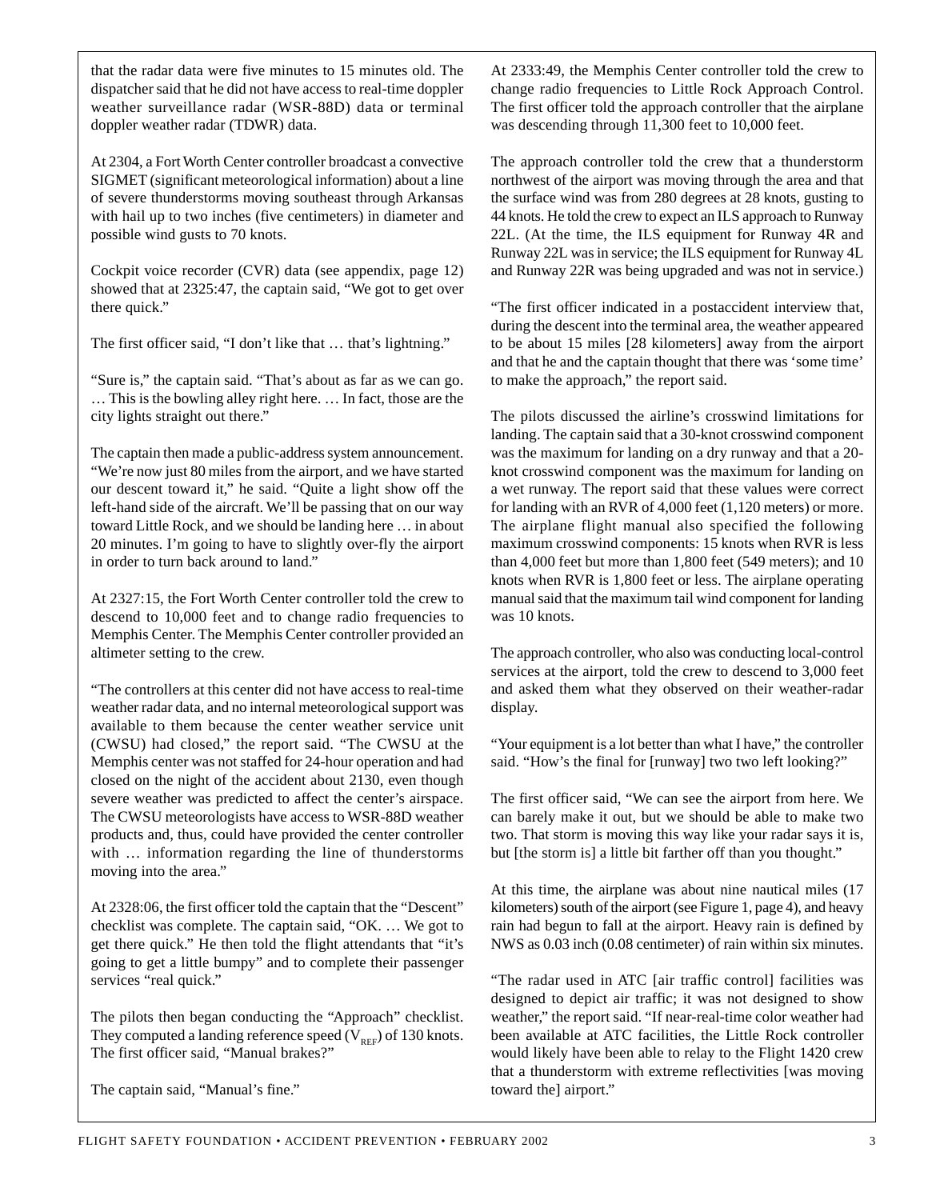that the radar data were five minutes to 15 minutes old. The dispatcher said that he did not have access to real-time doppler weather surveillance radar (WSR-88D) data or terminal doppler weather radar (TDWR) data.

At 2304, a Fort Worth Center controller broadcast a convective SIGMET (significant meteorological information) about a line of severe thunderstorms moving southeast through Arkansas with hail up to two inches (five centimeters) in diameter and possible wind gusts to 70 knots.

Cockpit voice recorder (CVR) data (see appendix, page 12) showed that at 2325:47, the captain said, "We got to get over there quick."

The first officer said, "I don't like that … that's lightning."

"Sure is," the captain said. "That's about as far as we can go. … This is the bowling alley right here. … In fact, those are the city lights straight out there."

The captain then made a public-address system announcement. "We're now just 80 miles from the airport, and we have started our descent toward it," he said. "Quite a light show off the left-hand side of the aircraft. We'll be passing that on our way toward Little Rock, and we should be landing here … in about 20 minutes. I'm going to have to slightly over-fly the airport in order to turn back around to land."

At 2327:15, the Fort Worth Center controller told the crew to descend to 10,000 feet and to change radio frequencies to Memphis Center. The Memphis Center controller provided an altimeter setting to the crew.

"The controllers at this center did not have access to real-time weather radar data, and no internal meteorological support was available to them because the center weather service unit (CWSU) had closed," the report said. "The CWSU at the Memphis center was not staffed for 24-hour operation and had closed on the night of the accident about 2130, even though severe weather was predicted to affect the center's airspace. The CWSU meteorologists have access to WSR-88D weather products and, thus, could have provided the center controller with … information regarding the line of thunderstorms moving into the area."

At 2328:06, the first officer told the captain that the "Descent" checklist was complete. The captain said, "OK. … We got to get there quick." He then told the flight attendants that "it's going to get a little bumpy" and to complete their passenger services "real quick."

The pilots then began conducting the "Approach" checklist. They computed a landing reference speed ($V_{REF}$) of 130 knots. The first officer said, "Manual brakes?"

The captain said, "Manual's fine."

At 2333:49, the Memphis Center controller told the crew to change radio frequencies to Little Rock Approach Control. The first officer told the approach controller that the airplane was descending through 11,300 feet to 10,000 feet.

The approach controller told the crew that a thunderstorm northwest of the airport was moving through the area and that the surface wind was from 280 degrees at 28 knots, gusting to 44 knots. He told the crew to expect an ILS approach to Runway 22L. (At the time, the ILS equipment for Runway 4R and Runway 22L was in service; the ILS equipment for Runway 4L and Runway 22R was being upgraded and was not in service.)

"The first officer indicated in a postaccident interview that, during the descent into the terminal area, the weather appeared to be about 15 miles [28 kilometers] away from the airport and that he and the captain thought that there was 'some time' to make the approach," the report said.

The pilots discussed the airline's crosswind limitations for landing. The captain said that a 30-knot crosswind component was the maximum for landing on a dry runway and that a 20-knot crosswind component was the maximum for landing on a wet runway. The report said that these values were correct for landing with an RVR of 4,000 feet (1,120 meters) or more. The airplane flight manual also specified the following maximum crosswind components: 15 knots when RVR is less than 4,000 feet but more than 1,800 feet (549 meters); and 10 knots when RVR is 1,800 feet or less. The airplane operating manual said that the maximum tail wind component for landing was 10 knots.

The approach controller, who also was conducting local-control services at the airport, told the crew to descend to 3,000 feet and asked them what they observed on their weather-radar display.

"Your equipment is a lot better than what I have," the controller said. "How's the final for [runway] two two left looking?"

The first officer said, "We can see the airport from here. We can barely make it out, but we should be able to make two two. That storm is moving this way like your radar says it is, but [the storm is] a little bit farther off than you thought."

At this time, the airplane was about nine nautical miles (17 kilometers) south of the airport (see Figure 1, page 4), and heavy rain had begun to fall at the airport. Heavy rain is defined by NWS as 0.03 inch (0.08 centimeter) of rain within six minutes.

"The radar used in ATC [air traffic control] facilities was designed to depict air traffic; it was not designed to show weather," the report said. "If near-real-time color weather had been available at ATC facilities, the Little Rock controller would likely have been able to relay to the Flight 1420 crew that a thunderstorm with extreme reflectivities [was moving toward the] airport."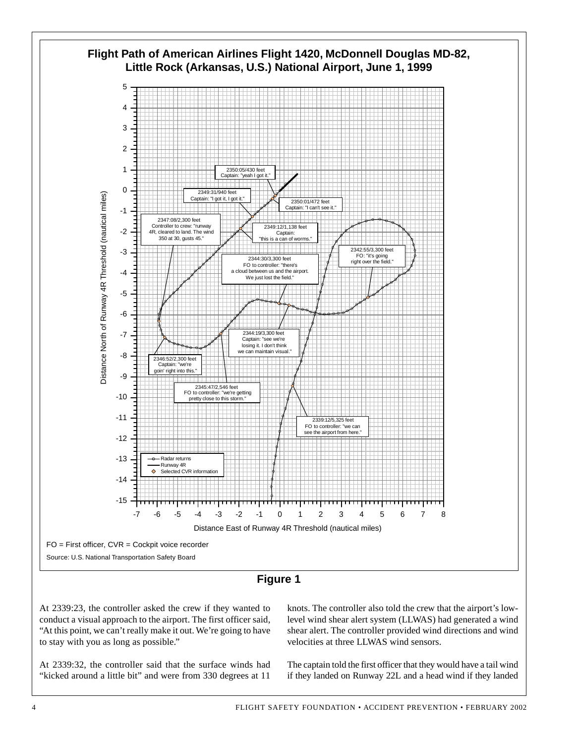**Flight Path of American Airlines Flight 1420, McDonnell Douglas MD-82, Little Rock (Arkansas, U.S.) National Airport, June 1, 1999**

FO = First officer, CVR = Cockpit voice recorder

Source: U.S. National Transportation Safety Board

**Figure 1**

At 2339:23, the controller asked the crew if they wanted to conduct a visual approach to the airport. The first officer said, "At this point, we can't really make it out. We're going to have to stay with you as long as possible."

At 2339:32, the controller said that the surface winds had "kicked around a little bit" and were from 330 degrees at 11 knots. The controller also told the crew that the airport's low-level wind shear alert system (LLWAS) had generated a wind shear alert. The controller provided wind directions and wind velocities at three LLWAS wind sensors.

The captain told the first officer that they would have a tail wind if they landed on Runway 22L and a head wind if they landed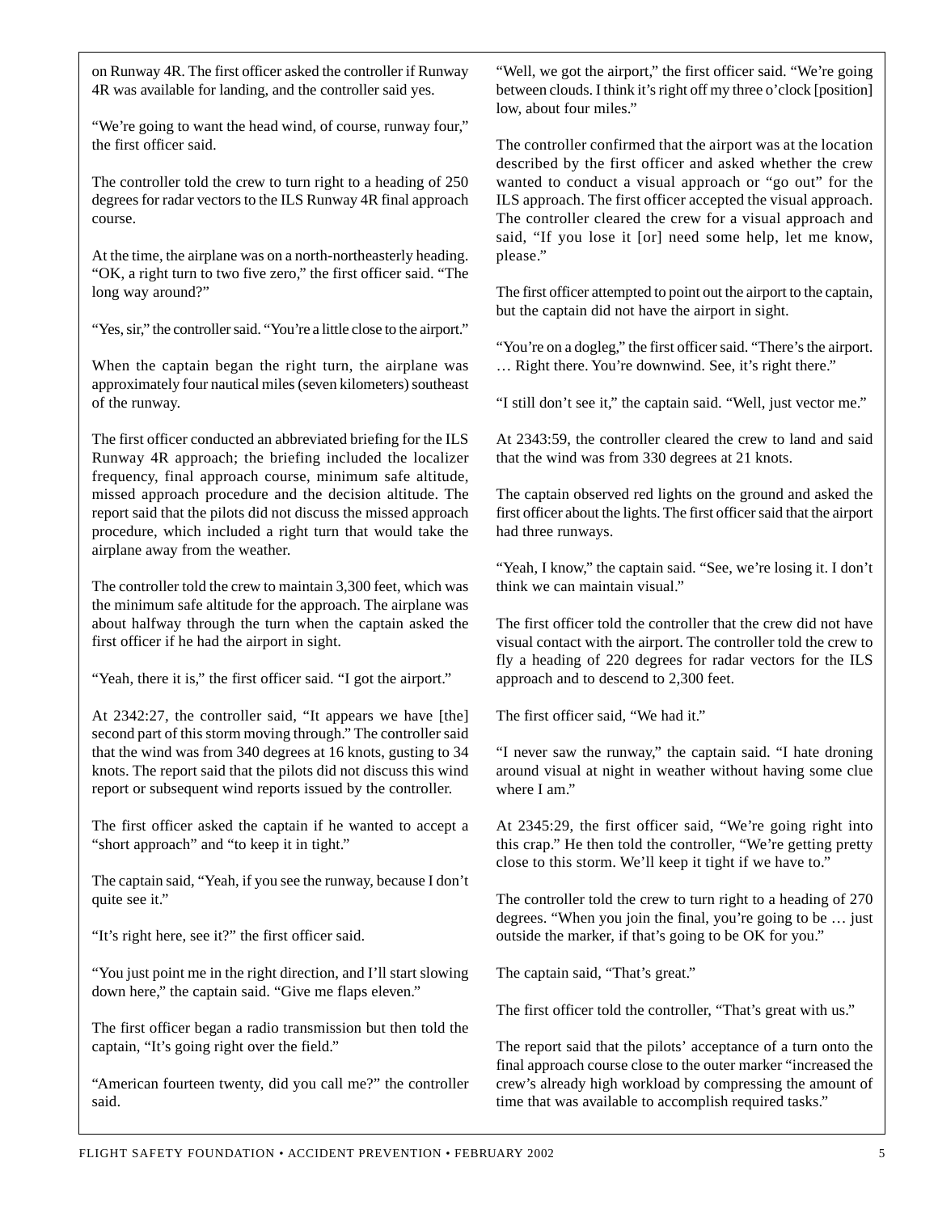on Runway 4R. The first officer asked the controller if Runway 4R was available for landing, and the controller said yes.

"We're going to want the head wind, of course, runway four," the first officer said.

The controller told the crew to turn right to a heading of 250 degrees for radar vectors to the ILS Runway 4R final approach course.

At the time, the airplane was on a north-northeasterly heading. "OK, a right turn to two five zero," the first officer said. "The long way around?"

"Yes, sir," the controller said. "You're a little close to the airport."

When the captain began the right turn, the airplane was approximately four nautical miles (seven kilometers) southeast of the runway.

The first officer conducted an abbreviated briefing for the ILS Runway 4R approach; the briefing included the localizer frequency, final approach course, minimum safe altitude, missed approach procedure and the decision altitude. The report said that the pilots did not discuss the missed approach procedure, which included a right turn that would take the airplane away from the weather.

The controller told the crew to maintain 3,300 feet, which was the minimum safe altitude for the approach. The airplane was about halfway through the turn when the captain asked the first officer if he had the airport in sight.

"Yeah, there it is," the first officer said. "I got the airport."

At 2342:27, the controller said, "It appears we have [the] second part of this storm moving through." The controller said that the wind was from 340 degrees at 16 knots, gusting to 34 knots. The report said that the pilots did not discuss this wind report or subsequent wind reports issued by the controller.

The first officer asked the captain if he wanted to accept a "short approach" and "to keep it in tight."

The captain said, "Yeah, if you see the runway, because I don't quite see it."

"It's right here, see it?" the first officer said.

"You just point me in the right direction, and I'll start slowing down here," the captain said. "Give me flaps eleven."

The first officer began a radio transmission but then told the captain, "It's going right over the field."

"American fourteen twenty, did you call me?" the controller said.

"Well, we got the airport," the first officer said. "We're going between clouds. I think it's right off my three o'clock [position] low, about four miles."

The controller confirmed that the airport was at the location described by the first officer and asked whether the crew wanted to conduct a visual approach or "go out" for the ILS approach. The first officer accepted the visual approach. The controller cleared the crew for a visual approach and said, "If you lose it [or] need some help, let me know, please."

The first officer attempted to point out the airport to the captain, but the captain did not have the airport in sight.

"You're on a dogleg," the first officer said. "There's the airport. … Right there. You're downwind. See, it's right there."

"I still don't see it," the captain said. "Well, just vector me."

At 2343:59, the controller cleared the crew to land and said that the wind was from 330 degrees at 21 knots.

The captain observed red lights on the ground and asked the first officer about the lights. The first officer said that the airport had three runways.

"Yeah, I know," the captain said. "See, we're losing it. I don't think we can maintain visual."

The first officer told the controller that the crew did not have visual contact with the airport. The controller told the crew to fly a heading of 220 degrees for radar vectors for the ILS approach and to descend to 2,300 feet.

The first officer said, "We had it."

"I never saw the runway," the captain said. "I hate droning around visual at night in weather without having some clue where I am."

At 2345:29, the first officer said, "We're going right into this crap." He then told the controller, "We're getting pretty close to this storm. We'll keep it tight if we have to."

The controller told the crew to turn right to a heading of 270 degrees. "When you join the final, you're going to be … just outside the marker, if that's going to be OK for you."

The captain said, "That's great."

The first officer told the controller, "That's great with us."

The report said that the pilots' acceptance of a turn onto the final approach course close to the outer marker "increased the crew's already high workload by compressing the amount of time that was available to accomplish required tasks."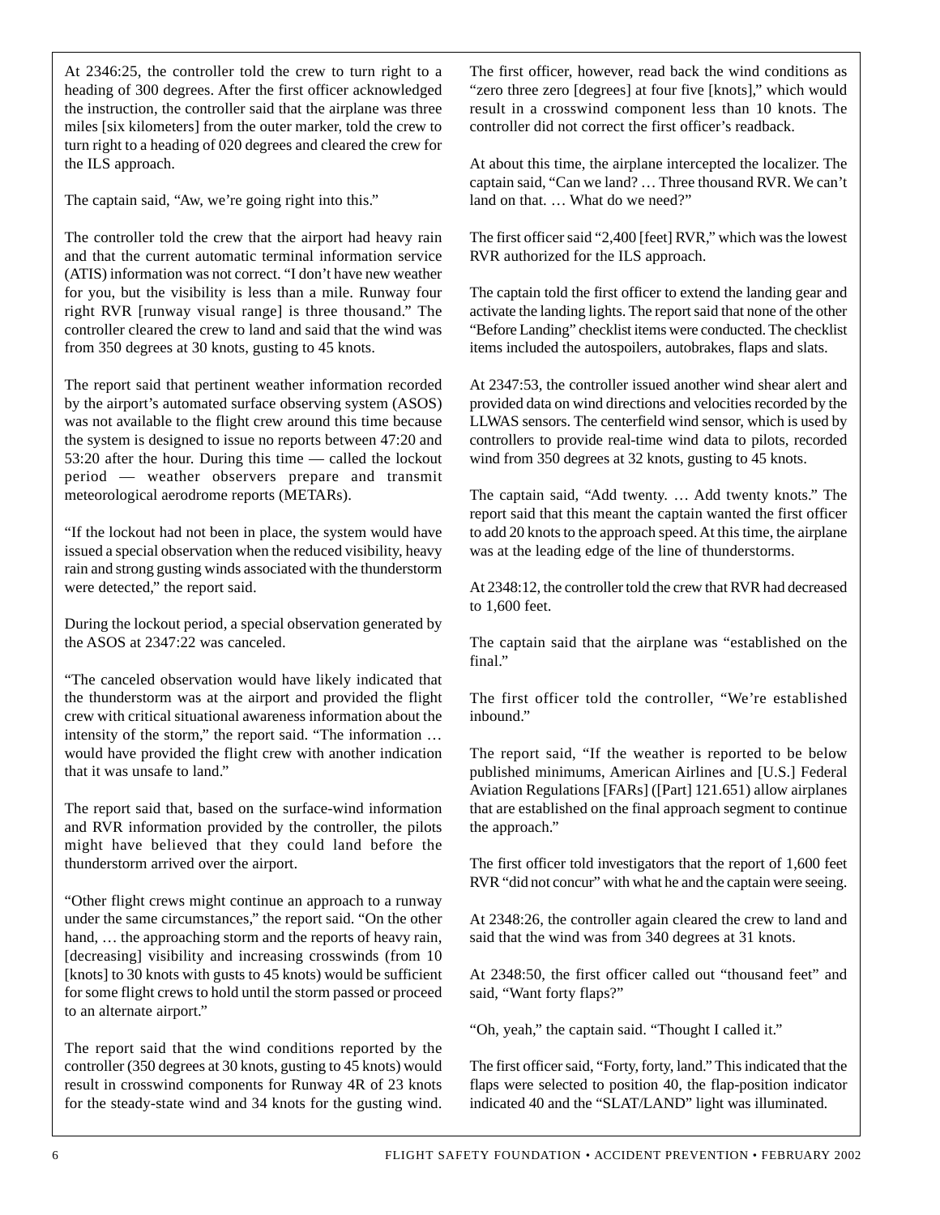At 2346:25, the controller told the crew to turn right to a heading of 300 degrees. After the first officer acknowledged the instruction, the controller said that the airplane was three miles [six kilometers] from the outer marker, told the crew to turn right to a heading of 020 degrees and cleared the crew for the ILS approach.

The captain said, "Aw, we're going right into this."

The controller told the crew that the airport had heavy rain and that the current automatic terminal information service (ATIS) information was not correct. "I don't have new weather for you, but the visibility is less than a mile. Runway four right RVR [runway visual range] is three thousand." The controller cleared the crew to land and said that the wind was from 350 degrees at 30 knots, gusting to 45 knots.

The report said that pertinent weather information recorded by the airport's automated surface observing system (ASOS) was not available to the flight crew around this time because the system is designed to issue no reports between 47:20 and 53:20 after the hour. During this time — called the lockout period — weather observers prepare and transmit meteorological aerodrome reports (METARs).

"If the lockout had not been in place, the system would have issued a special observation when the reduced visibility, heavy rain and strong gusting winds associated with the thunderstorm were detected," the report said.

During the lockout period, a special observation generated by the ASOS at 2347:22 was canceled.

"The canceled observation would have likely indicated that the thunderstorm was at the airport and provided the flight crew with critical situational awareness information about the intensity of the storm," the report said. "The information … would have provided the flight crew with another indication that it was unsafe to land."

The report said that, based on the surface-wind information and RVR information provided by the controller, the pilots might have believed that they could land before the thunderstorm arrived over the airport.

"Other flight crews might continue an approach to a runway under the same circumstances," the report said. "On the other hand, … the approaching storm and the reports of heavy rain, [decreasing] visibility and increasing crosswinds (from 10 [knots] to 30 knots with gusts to 45 knots) would be sufficient for some flight crews to hold until the storm passed or proceed to an alternate airport."

The report said that the wind conditions reported by the controller (350 degrees at 30 knots, gusting to 45 knots) would result in crosswind components for Runway 4R of 23 knots for the steady-state wind and 34 knots for the gusting wind. The first officer, however, read back the wind conditions as "zero three zero [degrees] at four five [knots]," which would result in a crosswind component less than 10 knots. The controller did not correct the first officer's readback.

At about this time, the airplane intercepted the localizer. The captain said, "Can we land? … Three thousand RVR. We can't land on that. … What do we need?"

The first officer said "2,400 [feet] RVR," which was the lowest RVR authorized for the ILS approach.

The captain told the first officer to extend the landing gear and activate the landing lights. The report said that none of the other "Before Landing" checklist items were conducted. The checklist items included the autospoilers, autobrakes, flaps and slats.

At 2347:53, the controller issued another wind shear alert and provided data on wind directions and velocities recorded by the LLWAS sensors. The centerfield wind sensor, which is used by controllers to provide real-time wind data to pilots, recorded wind from 350 degrees at 32 knots, gusting to 45 knots.

The captain said, "Add twenty. … Add twenty knots." The report said that this meant the captain wanted the first officer to add 20 knots to the approach speed. At this time, the airplane was at the leading edge of the line of thunderstorms.

At 2348:12, the controller told the crew that RVR had decreased to 1,600 feet.

The captain said that the airplane was "established on the final."

The first officer told the controller, "We're established inbound."

The report said, "If the weather is reported to be below published minimums, American Airlines and [U.S.] Federal Aviation Regulations [FARs] ([Part] 121.651) allow airplanes that are established on the final approach segment to continue the approach."

The first officer told investigators that the report of 1,600 feet RVR "did not concur" with what he and the captain were seeing.

At 2348:26, the controller again cleared the crew to land and said that the wind was from 340 degrees at 31 knots.

At 2348:50, the first officer called out "thousand feet" and said, "Want forty flaps?"

"Oh, yeah," the captain said. "Thought I called it."

The first officer said, "Forty, forty, land." This indicated that the flaps were selected to position 40, the flap-position indicator indicated 40 and the "SLAT/LAND" light was illuminated.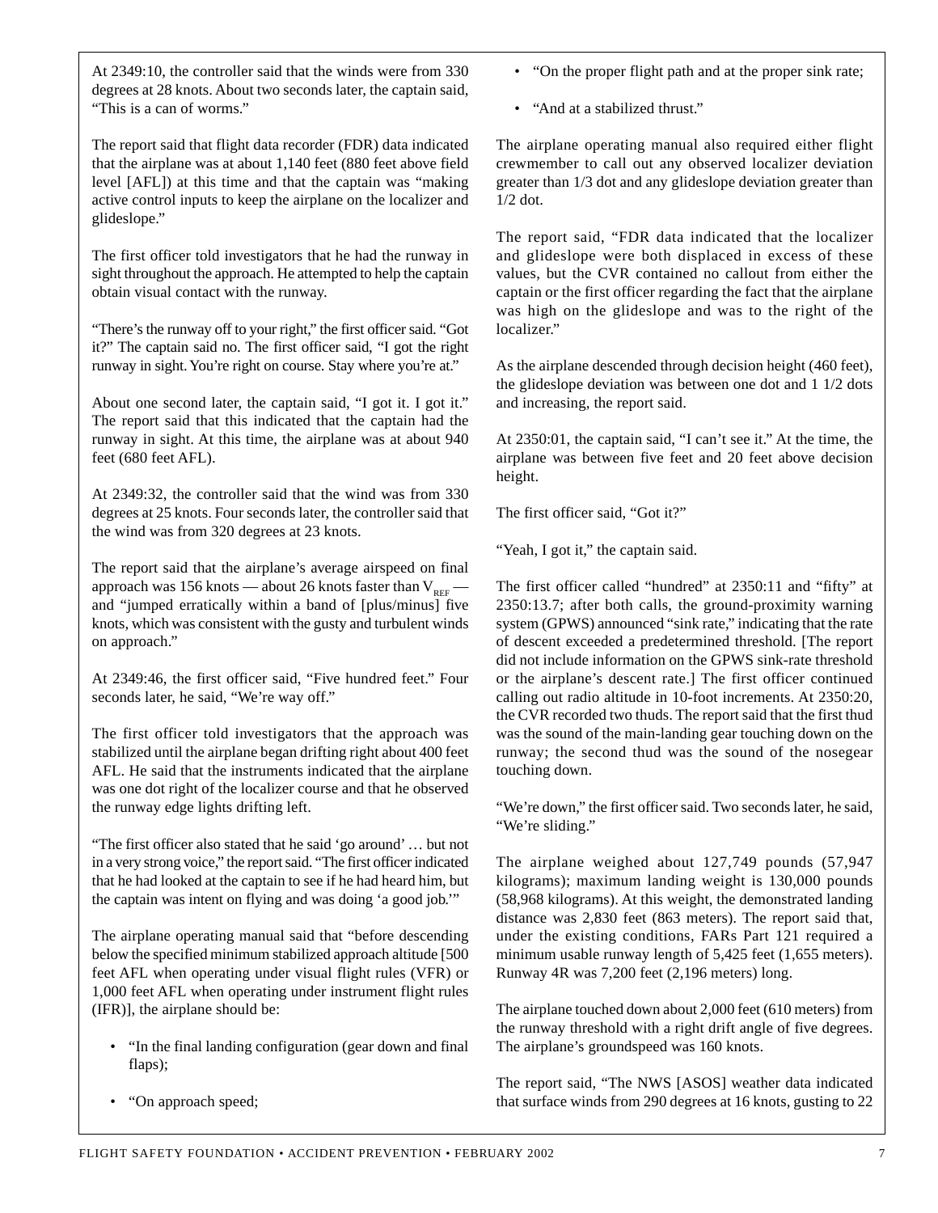At 2349:10, the controller said that the winds were from 330 degrees at 28 knots. About two seconds later, the captain said, "This is a can of worms."

The report said that flight data recorder (FDR) data indicated that the airplane was at about 1,140 feet (880 feet above field level [AFL]) at this time and that the captain was "making active control inputs to keep the airplane on the localizer and glideslope."

The first officer told investigators that he had the runway in sight throughout the approach. He attempted to help the captain obtain visual contact with the runway.

"There's the runway off to your right," the first officer said. "Got it?" The captain said no. The first officer said, "I got the right runway in sight. You're right on course. Stay where you're at."

About one second later, the captain said, "I got it. I got it." The report said that this indicated that the captain had the runway in sight. At this time, the airplane was at about 940 feet (680 feet AFL).

At 2349:32, the controller said that the wind was from 330 degrees at 25 knots. Four seconds later, the controller said that the wind was from 320 degrees at 23 knots.

The report said that the airplane's average airspeed on final approach was 156 knots — about 26 knots faster than $V_{REF}$ — and "jumped erratically within a band of [plus/minus] five knots, which was consistent with the gusty and turbulent winds on approach."

At 2349:46, the first officer said, "Five hundred feet." Four seconds later, he said, "We're way off."

The first officer told investigators that the approach was stabilized until the airplane began drifting right about 400 feet AFL. He said that the instruments indicated that the airplane was one dot right of the localizer course and that he observed the runway edge lights drifting left.

"The first officer also stated that he said 'go around' … but not in a very strong voice," the report said. "The first officer indicated that he had looked at the captain to see if he had heard him, but the captain was intent on flying and was doing 'a good job.'"

The airplane operating manual said that "before descending below the specified minimum stabilized approach altitude [500 feet AFL when operating under visual flight rules (VFR) or 1,000 feet AFL when operating under instrument flight rules (IFR)], the airplane should be:

- "In the final landing configuration (gear down and final flaps);
- "On approach speed;
- "On the proper flight path and at the proper sink rate;
- "And at a stabilized thrust."

The airplane operating manual also required either flight crewmember to call out any observed localizer deviation greater than 1/3 dot and any glideslope deviation greater than 1/2 dot.

The report said, "FDR data indicated that the localizer and glideslope were both displaced in excess of these values, but the CVR contained no callout from either the captain or the first officer regarding the fact that the airplane was high on the glideslope and was to the right of the localizer."

As the airplane descended through decision height (460 feet), the glideslope deviation was between one dot and 1 1/2 dots and increasing, the report said.

At 2350:01, the captain said, "I can't see it." At the time, the airplane was between five feet and 20 feet above decision height.

The first officer said, "Got it?"

"Yeah, I got it," the captain said.

The first officer called "hundred" at 2350:11 and "fifty" at 2350:13.7; after both calls, the ground-proximity warning system (GPWS) announced "sink rate," indicating that the rate of descent exceeded a predetermined threshold. [The report did not include information on the GPWS sink-rate threshold or the airplane's descent rate.] The first officer continued calling out radio altitude in 10-foot increments. At 2350:20, the CVR recorded two thuds. The report said that the first thud was the sound of the main-landing gear touching down on the runway; the second thud was the sound of the nosegear touching down.

"We're down," the first officer said. Two seconds later, he said, "We're sliding."

The airplane weighed about 127,749 pounds (57,947 kilograms); maximum landing weight is 130,000 pounds (58,968 kilograms). At this weight, the demonstrated landing distance was 2,830 feet (863 meters). The report said that, under the existing conditions, FARs Part 121 required a minimum usable runway length of 5,425 feet (1,655 meters). Runway 4R was 7,200 feet (2,196 meters) long.

The airplane touched down about 2,000 feet (610 meters) from the runway threshold with a right drift angle of five degrees. The airplane's groundspeed was 160 knots.

The report said, "The NWS [ASOS] weather data indicated that surface winds from 290 degrees at 16 knots, gusting to 22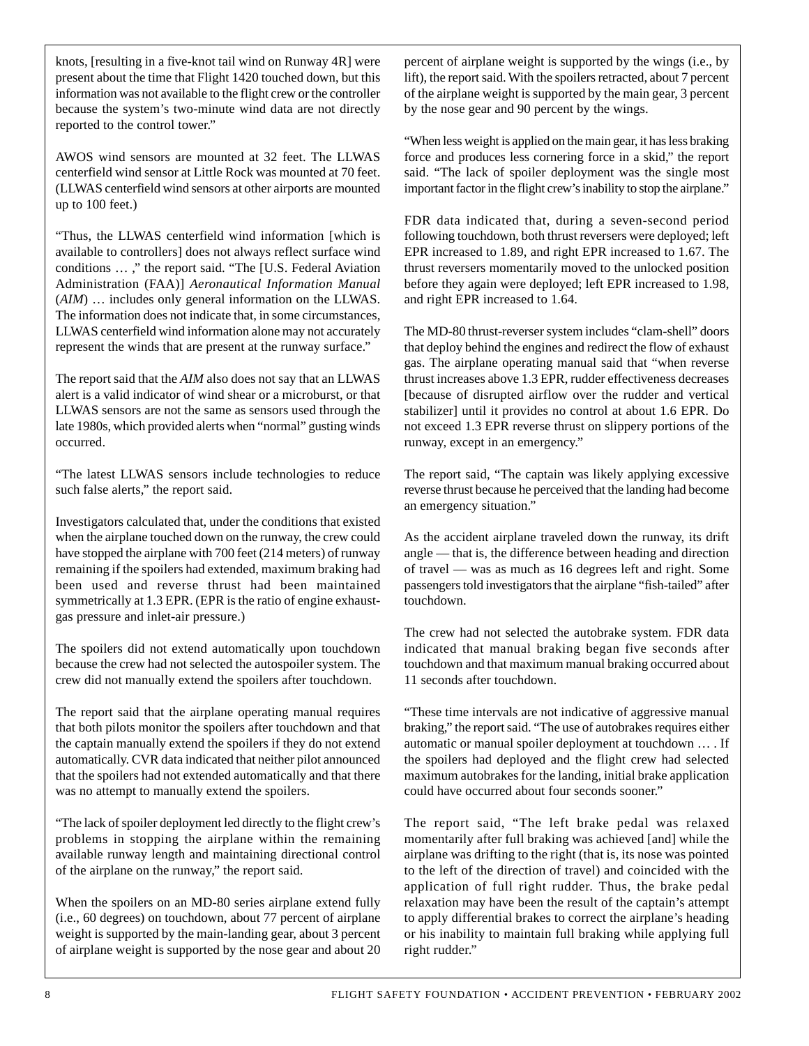knots, [resulting in a five-knot tail wind on Runway 4R] were present about the time that Flight 1420 touched down, but this information was not available to the flight crew or the controller because the system's two-minute wind data are not directly reported to the control tower."

AWOS wind sensors are mounted at 32 feet. The LLWAS centerfield wind sensor at Little Rock was mounted at 70 feet. (LLWAS centerfield wind sensors at other airports are mounted up to 100 feet.)

"Thus, the LLWAS centerfield wind information [which is available to controllers] does not always reflect surface wind conditions … ," the report said. "The [U.S. Federal Aviation Administration (FAA)] *Aeronautical Information Manual* (*AIM*) … includes only general information on the LLWAS. The information does not indicate that, in some circumstances, LLWAS centerfield wind information alone may not accurately represent the winds that are present at the runway surface."

The report said that the *AIM* also does not say that an LLWAS alert is a valid indicator of wind shear or a microburst, or that LLWAS sensors are not the same as sensors used through the late 1980s, which provided alerts when "normal" gusting winds occurred.

"The latest LLWAS sensors include technologies to reduce such false alerts," the report said.

Investigators calculated that, under the conditions that existed when the airplane touched down on the runway, the crew could have stopped the airplane with 700 feet (214 meters) of runway remaining if the spoilers had extended, maximum braking had been used and reverse thrust had been maintained symmetrically at 1.3 EPR. (EPR is the ratio of engine exhaust-gas pressure and inlet-air pressure.)

The spoilers did not extend automatically upon touchdown because the crew had not selected the autospoiler system. The crew did not manually extend the spoilers after touchdown.

The report said that the airplane operating manual requires that both pilots monitor the spoilers after touchdown and that the captain manually extend the spoilers if they do not extend automatically. CVR data indicated that neither pilot announced that the spoilers had not extended automatically and that there was no attempt to manually extend the spoilers.

"The lack of spoiler deployment led directly to the flight crew's problems in stopping the airplane within the remaining available runway length and maintaining directional control of the airplane on the runway," the report said.

When the spoilers on an MD-80 series airplane extend fully (i.e., 60 degrees) on touchdown, about 77 percent of airplane weight is supported by the main-landing gear, about 3 percent of airplane weight is supported by the nose gear and about 20 percent of airplane weight is supported by the wings (i.e., by lift), the report said. With the spoilers retracted, about 7 percent of the airplane weight is supported by the main gear, 3 percent by the nose gear and 90 percent by the wings.

"When less weight is applied on the main gear, it has less braking force and produces less cornering force in a skid," the report said. "The lack of spoiler deployment was the single most important factor in the flight crew's inability to stop the airplane."

FDR data indicated that, during a seven-second period following touchdown, both thrust reversers were deployed; left EPR increased to 1.89, and right EPR increased to 1.67. The thrust reversers momentarily moved to the unlocked position before they again were deployed; left EPR increased to 1.98, and right EPR increased to 1.64.

The MD-80 thrust-reverser system includes "clam-shell" doors that deploy behind the engines and redirect the flow of exhaust gas. The airplane operating manual said that "when reverse thrust increases above 1.3 EPR, rudder effectiveness decreases [because of disrupted airflow over the rudder and vertical stabilizer] until it provides no control at about 1.6 EPR. Do not exceed 1.3 EPR reverse thrust on slippery portions of the runway, except in an emergency."

The report said, "The captain was likely applying excessive reverse thrust because he perceived that the landing had become an emergency situation."

As the accident airplane traveled down the runway, its drift angle — that is, the difference between heading and direction of travel — was as much as 16 degrees left and right. Some passengers told investigators that the airplane "fish-tailed" after touchdown.

The crew had not selected the autobrake system. FDR data indicated that manual braking began five seconds after touchdown and that maximum manual braking occurred about 11 seconds after touchdown.

"These time intervals are not indicative of aggressive manual braking," the report said. "The use of autobrakes requires either automatic or manual spoiler deployment at touchdown … . If the spoilers had deployed and the flight crew had selected maximum autobrakes for the landing, initial brake application could have occurred about four seconds sooner."

The report said, "The left brake pedal was relaxed momentarily after full braking was achieved [and] while the airplane was drifting to the right (that is, its nose was pointed to the left of the direction of travel) and coincided with the application of full right rudder. Thus, the brake pedal relaxation may have been the result of the captain's attempt to apply differential brakes to correct the airplane's heading or his inability to maintain full braking while applying full right rudder."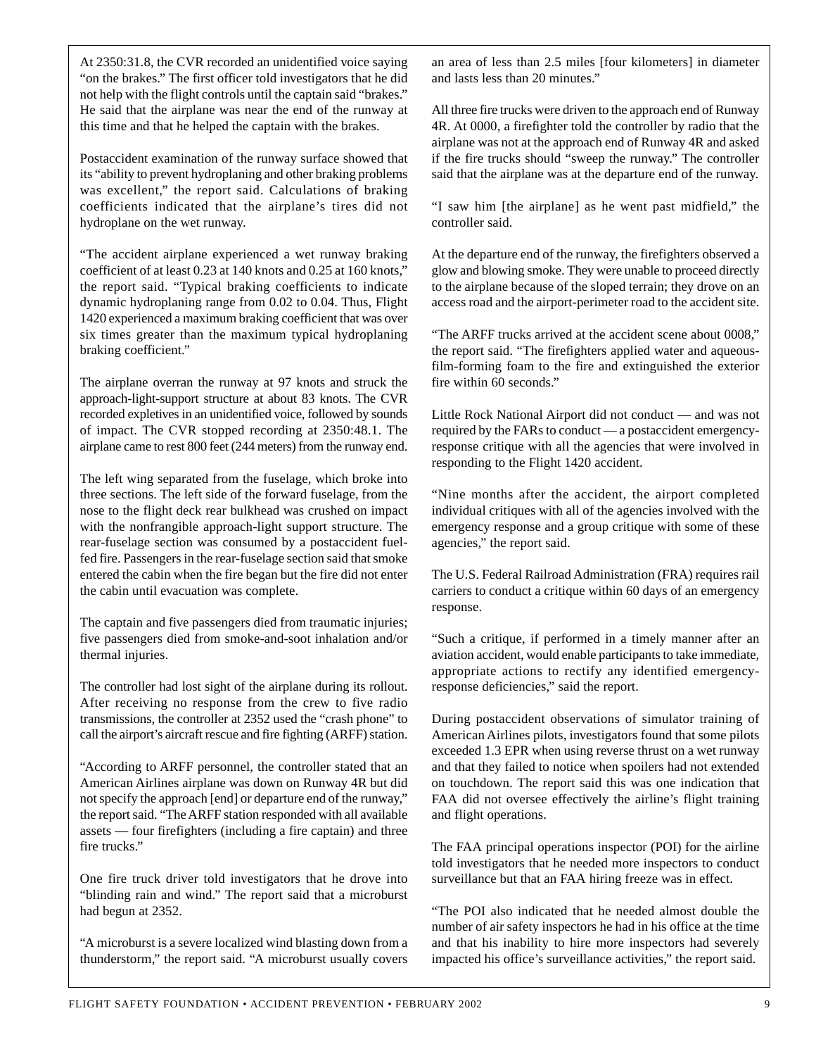At 2350:31.8, the CVR recorded an unidentified voice saying "on the brakes." The first officer told investigators that he did not help with the flight controls until the captain said "brakes." He said that the airplane was near the end of the runway at this time and that he helped the captain with the brakes.

Postaccident examination of the runway surface showed that its "ability to prevent hydroplaning and other braking problems was excellent," the report said. Calculations of braking coefficients indicated that the airplane's tires did not hydroplane on the wet runway.

"The accident airplane experienced a wet runway braking coefficient of at least 0.23 at 140 knots and 0.25 at 160 knots," the report said. "Typical braking coefficients to indicate dynamic hydroplaning range from 0.02 to 0.04. Thus, Flight 1420 experienced a maximum braking coefficient that was over six times greater than the maximum typical hydroplaning braking coefficient."

The airplane overran the runway at 97 knots and struck the approach-light-support structure at about 83 knots. The CVR recorded expletives in an unidentified voice, followed by sounds of impact. The CVR stopped recording at 2350:48.1. The airplane came to rest 800 feet (244 meters) from the runway end.

The left wing separated from the fuselage, which broke into three sections. The left side of the forward fuselage, from the nose to the flight deck rear bulkhead was crushed on impact with the nonfrangible approach-light support structure. The rear-fuselage section was consumed by a postaccident fuel-fed fire. Passengers in the rear-fuselage section said that smoke entered the cabin when the fire began but the fire did not enter the cabin until evacuation was complete.

The captain and five passengers died from traumatic injuries; five passengers died from smoke-and-soot inhalation and/or thermal injuries.

The controller had lost sight of the airplane during its rollout. After receiving no response from the crew to five radio transmissions, the controller at 2352 used the "crash phone" to call the airport's aircraft rescue and fire fighting (ARFF) station.

"According to ARFF personnel, the controller stated that an American Airlines airplane was down on Runway 4R but did not specify the approach [end] or departure end of the runway," the report said. "The ARFF station responded with all available assets — four firefighters (including a fire captain) and three fire trucks."

One fire truck driver told investigators that he drove into "blinding rain and wind." The report said that a microburst had begun at 2352.

"A microburst is a severe localized wind blasting down from a thunderstorm," the report said. "A microburst usually covers an area of less than 2.5 miles [four kilometers] in diameter and lasts less than 20 minutes."

All three fire trucks were driven to the approach end of Runway 4R. At 0000, a firefighter told the controller by radio that the airplane was not at the approach end of Runway 4R and asked if the fire trucks should "sweep the runway." The controller said that the airplane was at the departure end of the runway.

"I saw him [the airplane] as he went past midfield," the controller said.

At the departure end of the runway, the firefighters observed a glow and blowing smoke. They were unable to proceed directly to the airplane because of the sloped terrain; they drove on an access road and the airport-perimeter road to the accident site.

"The ARFF trucks arrived at the accident scene about 0008," the report said. "The firefighters applied water and aqueous-film-forming foam to the fire and extinguished the exterior fire within 60 seconds."

Little Rock National Airport did not conduct — and was not required by the FARs to conduct — a postaccident emergency-response critique with all the agencies that were involved in responding to the Flight 1420 accident.

"Nine months after the accident, the airport completed individual critiques with all of the agencies involved with the emergency response and a group critique with some of these agencies," the report said.

The U.S. Federal Railroad Administration (FRA) requires rail carriers to conduct a critique within 60 days of an emergency response.

"Such a critique, if performed in a timely manner after an aviation accident, would enable participants to take immediate, appropriate actions to rectify any identified emergency-response deficiencies," said the report.

During postaccident observations of simulator training of American Airlines pilots, investigators found that some pilots exceeded 1.3 EPR when using reverse thrust on a wet runway and that they failed to notice when spoilers had not extended on touchdown. The report said this was one indication that FAA did not oversee effectively the airline's flight training and flight operations.

The FAA principal operations inspector (POI) for the airline told investigators that he needed more inspectors to conduct surveillance but that an FAA hiring freeze was in effect.

"The POI also indicated that he needed almost double the number of air safety inspectors he had in his office at the time and that his inability to hire more inspectors had severely impacted his office's surveillance activities," the report said.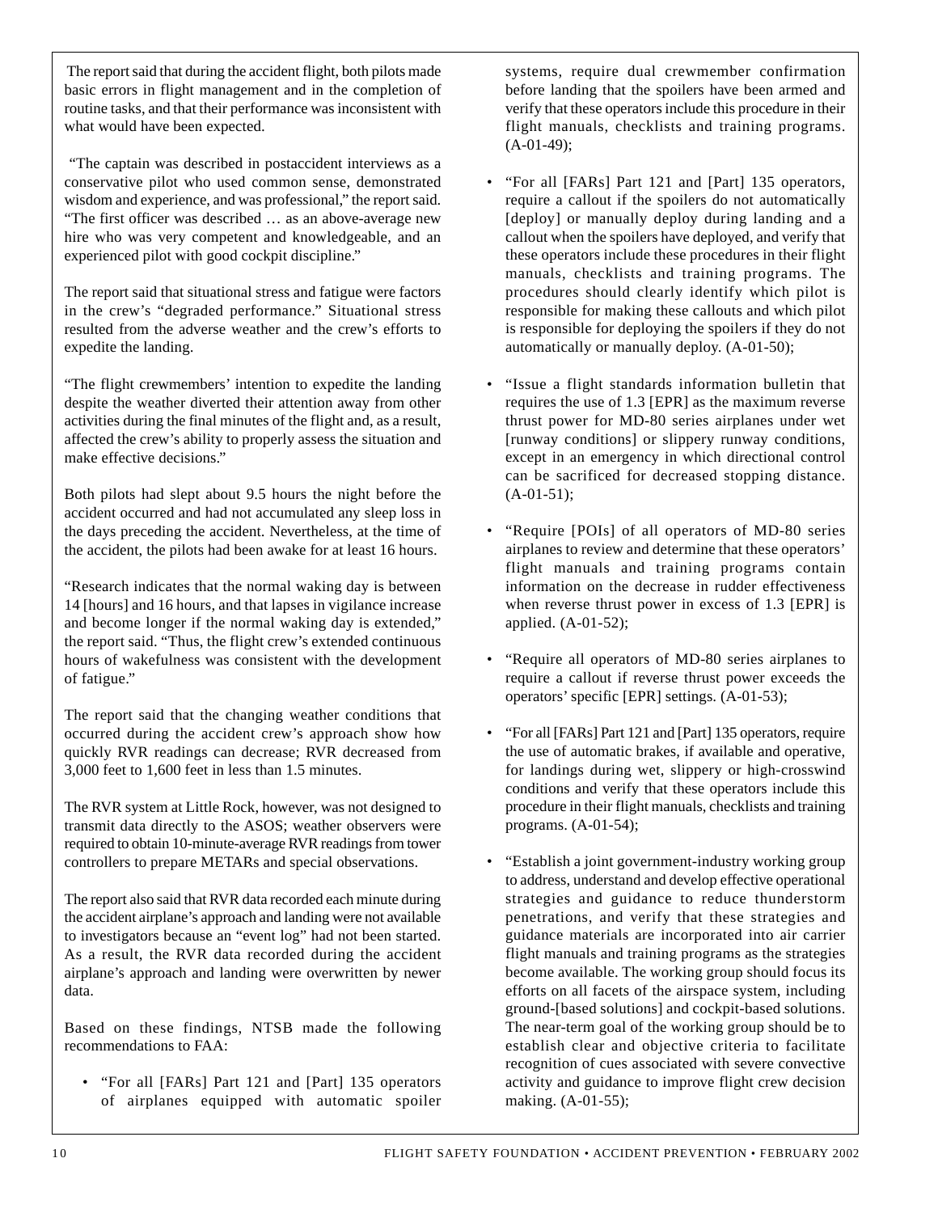The report said that during the accident flight, both pilots made basic errors in flight management and in the completion of routine tasks, and that their performance was inconsistent with what would have been expected.

"The captain was described in postaccident interviews as a conservative pilot who used common sense, demonstrated wisdom and experience, and was professional," the report said. "The first officer was described … as an above-average new hire who was very competent and knowledgeable, and an experienced pilot with good cockpit discipline."

The report said that situational stress and fatigue were factors in the crew's "degraded performance." Situational stress resulted from the adverse weather and the crew's efforts to expedite the landing.

"The flight crewmembers' intention to expedite the landing despite the weather diverted their attention away from other activities during the final minutes of the flight and, as a result, affected the crew's ability to properly assess the situation and make effective decisions."

Both pilots had slept about 9.5 hours the night before the accident occurred and had not accumulated any sleep loss in the days preceding the accident. Nevertheless, at the time of the accident, the pilots had been awake for at least 16 hours.

"Research indicates that the normal waking day is between 14 [hours] and 16 hours, and that lapses in vigilance increase and become longer if the normal waking day is extended," the report said. "Thus, the flight crew's extended continuous hours of wakefulness was consistent with the development of fatigue."

The report said that the changing weather conditions that occurred during the accident crew's approach show how quickly RVR readings can decrease; RVR decreased from 3,000 feet to 1,600 feet in less than 1.5 minutes.

The RVR system at Little Rock, however, was not designed to transmit data directly to the ASOS; weather observers were required to obtain 10-minute-average RVR readings from tower controllers to prepare METARs and special observations.

The report also said that RVR data recorded each minute during the accident airplane's approach and landing were not available to investigators because an "event log" had not been started. As a result, the RVR data recorded during the accident airplane's approach and landing were overwritten by newer data.

Based on these findings, NTSB made the following recommendations to FAA:

- "For all [FARs] Part 121 and [Part] 135 operators of airplanes equipped with automatic spoiler systems, require dual crewmember confirmation before landing that the spoilers have been armed and verify that these operators include this procedure in their flight manuals, checklists and training programs. (A-01-49);
- "For all [FARs] Part 121 and [Part] 135 operators, require a callout if the spoilers do not automatically [deploy] or manually deploy during landing and a callout when the spoilers have deployed, and verify that these operators include these procedures in their flight manuals, checklists and training programs. The procedures should clearly identify which pilot is responsible for making these callouts and which pilot is responsible for deploying the spoilers if they do not automatically or manually deploy. (A-01-50);
- "Issue a flight standards information bulletin that requires the use of 1.3 [EPR] as the maximum reverse thrust power for MD-80 series airplanes under wet [runway conditions] or slippery runway conditions, except in an emergency in which directional control can be sacrificed for decreased stopping distance. (A-01-51);
- "Require [POIs] of all operators of MD-80 series airplanes to review and determine that these operators' flight manuals and training programs contain information on the decrease in rudder effectiveness when reverse thrust power in excess of 1.3 [EPR] is applied. (A-01-52);
- "Require all operators of MD-80 series airplanes to require a callout if reverse thrust power exceeds the operators' specific [EPR] settings. (A-01-53);
- "For all [FARs] Part 121 and [Part] 135 operators, require the use of automatic brakes, if available and operative, for landings during wet, slippery or high-crosswind conditions and verify that these operators include this procedure in their flight manuals, checklists and training programs. (A-01-54);
- "Establish a joint government-industry working group to address, understand and develop effective operational strategies and guidance to reduce thunderstorm penetrations, and verify that these strategies and guidance materials are incorporated into air carrier flight manuals and training programs as the strategies become available. The working group should focus its efforts on all facets of the airspace system, including ground-[based solutions] and cockpit-based solutions. The near-term goal of the working group should be to establish clear and objective criteria to facilitate recognition of cues associated with severe convective activity and guidance to improve flight crew decision making. (A-01-55);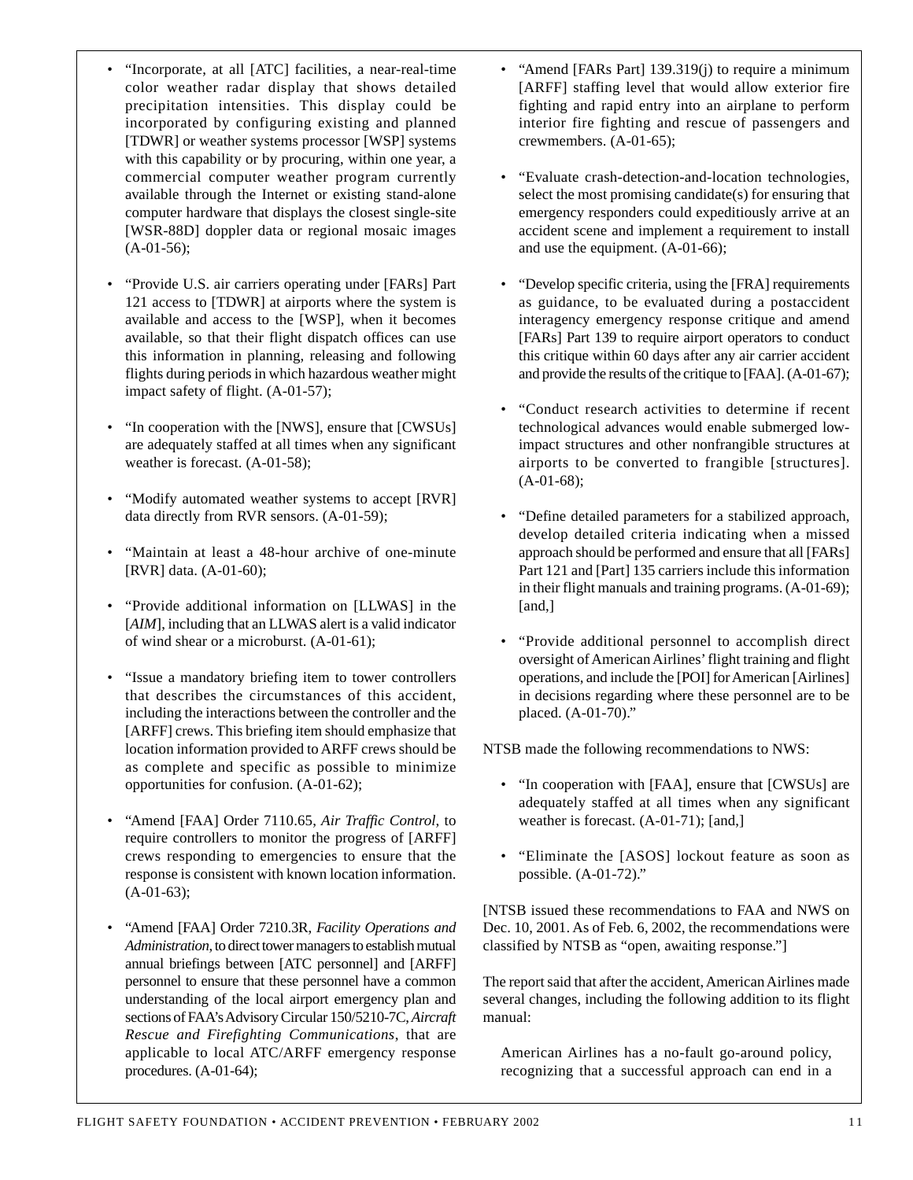- "Incorporate, at all [ATC] facilities, a near-real-time color weather radar display that shows detailed precipitation intensities. This display could be incorporated by configuring existing and planned [TDWR] or weather systems processor [WSP] systems with this capability or by procuring, within one year, a commercial computer weather program currently available through the Internet or existing stand-alone computer hardware that displays the closest single-site [WSR-88D] doppler data or regional mosaic images (A-01-56);

- "Provide U.S. air carriers operating under [FARs] Part 121 access to [TDWR] at airports where the system is available and access to the [WSP], when it becomes available, so that their flight dispatch offices can use this information in planning, releasing and following flights during periods in which hazardous weather might impact safety of flight. (A-01-57);

- "In cooperation with the [NWS], ensure that [CWSUs] are adequately staffed at all times when any significant weather is forecast. (A-01-58);

- "Modify automated weather systems to accept [RVR] data directly from RVR sensors. (A-01-59);

- "Maintain at least a 48-hour archive of one-minute [RVR] data. (A-01-60);

- "Provide additional information on [LLWAS] in the [*AIM*], including that an LLWAS alert is a valid indicator of wind shear or a microburst. (A-01-61);

- "Issue a mandatory briefing item to tower controllers that describes the circumstances of this accident, including the interactions between the controller and the [ARFF] crews. This briefing item should emphasize that location information provided to ARFF crews should be as complete and specific as possible to minimize opportunities for confusion. (A-01-62);

- "Amend [FAA] Order 7110.65, *Air Traffic Control*, to require controllers to monitor the progress of [ARFF] crews responding to emergencies to ensure that the response is consistent with known location information. (A-01-63);

- "Amend [FAA] Order 7210.3R, *Facility Operations and Administration*, to direct tower managers to establish mutual annual briefings between [ATC personnel] and [ARFF] personnel to ensure that these personnel have a common understanding of the local airport emergency plan and sections of FAA's Advisory Circular 150/5210-7C, *Aircraft Rescue and Firefighting Communications*, that are applicable to local ATC/ARFF emergency response procedures. (A-01-64);

- "Amend [FARs Part] 139.319(j) to require a minimum [ARFF] staffing level that would allow exterior fire fighting and rapid entry into an airplane to perform interior fire fighting and rescue of passengers and crewmembers. (A-01-65);

- "Evaluate crash-detection-and-location technologies, select the most promising candidate(s) for ensuring that emergency responders could expeditiously arrive at an accident scene and implement a requirement to install and use the equipment. (A-01-66);

- "Develop specific criteria, using the [FRA] requirements as guidance, to be evaluated during a postaccident interagency emergency response critique and amend [FARs] Part 139 to require airport operators to conduct this critique within 60 days after any air carrier accident and provide the results of the critique to [FAA]. (A-01-67);

- "Conduct research activities to determine if recent technological advances would enable submerged low-impact structures and other nonfrangible structures at airports to be converted to frangible [structures]. (A-01-68);

- "Define detailed parameters for a stabilized approach, develop detailed criteria indicating when a missed approach should be performed and ensure that all [FARs] Part 121 and [Part] 135 carriers include this information in their flight manuals and training programs. (A-01-69); [and,]

- "Provide additional personnel to accomplish direct oversight of American Airlines' flight training and flight operations, and include the [POI] for American [Airlines] in decisions regarding where these personnel are to be placed. (A-01-70)."

NTSB made the following recommendations to NWS:

- "In cooperation with [FAA], ensure that [CWSUs] are adequately staffed at all times when any significant weather is forecast. (A-01-71); [and,]

- "Eliminate the [ASOS] lockout feature as soon as possible. (A-01-72)."

[NTSB issued these recommendations to FAA and NWS on Dec. 10, 2001. As of Feb. 6, 2002, the recommendations were classified by NTSB as "open, awaiting response."]

The report said that after the accident, American Airlines made several changes, including the following addition to its flight manual:

> American Airlines has a no-fault go-around policy, recognizing that a successful approach can end in a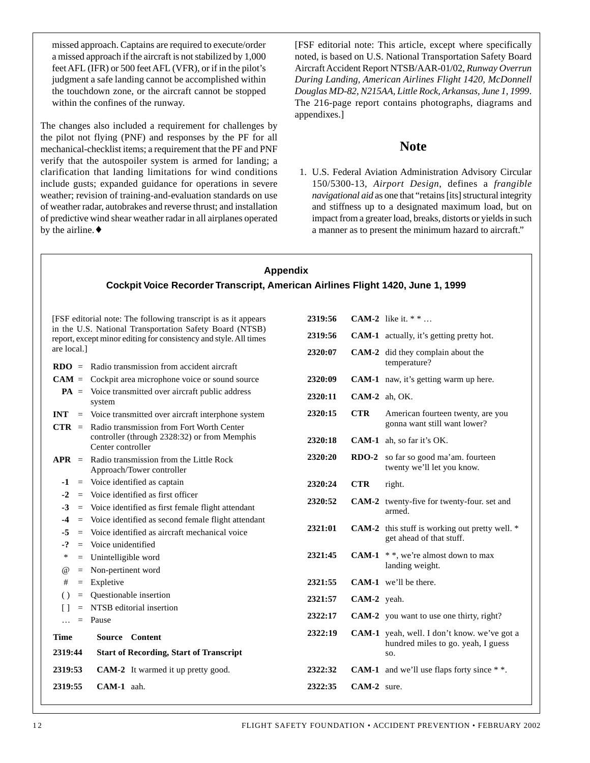missed approach. Captains are required to execute/order a missed approach if the aircraft is not stabilized by 1,000 feet AFL (IFR) or 500 feet AFL (VFR), or if in the pilot's judgment a safe landing cannot be accomplished within the touchdown zone, or the aircraft cannot be stopped within the confines of the runway.

The changes also included a requirement for challenges by the pilot not flying (PNF) and responses by the PF for all mechanical-checklist items; a requirement that the PF and PNF verify that the autospoiler system is armed for landing; a clarification that landing limitations for wind conditions include gusts; expanded guidance for operations in severe weather; revision of training-and-evaluation standards on use of weather radar, autobrakes and reverse thrust; and installation of predictive wind shear weather radar in all airplanes operated by the airline.♦

[FSF editorial note: This article, except where specifically noted, is based on U.S. National Transportation Safety Board Aircraft Accident Report NTSB/AAR-01/02, *Runway Overrun During Landing, American Airlines Flight 1420, McDonnell Douglas MD-82, N215AA, Little Rock, Arkansas, June 1, 1999*. The 216-page report contains photographs, diagrams and appendixes.]

## Note

1. U.S. Federal Aviation Administration Advisory Circular 150/5300-13, *Airport Design*, defines a *frangible navigational aid* as one that "retains [its] structural integrity and stiffness up to a designated maximum load, but on impact from a greater load, breaks, distorts or yields in such a manner as to present the minimum hazard to aircraft."

## Appendix

### Cockpit Voice Recorder Transcript, American Airlines Flight 1420, June 1, 1999

[FSF editorial note: The following transcript is as it appears in the U.S. National Transportation Safety Board (NTSB) report, except minor editing for consistency and style. All times are local.]

| | | |
|---|---|---|
| **RDO** | = | Radio transmission from accident aircraft |
| **CAM** | = | Cockpit area microphone voice or sound source |
| **PA** | = | Voice transmitted over aircraft public address system |
| **INT** | = | Voice transmitted over aircraft interphone system |
| **CTR** | = | Radio transmission from Fort Worth Center controller (through 2328:32) or from Memphis Center controller |
| **APR** | = | Radio transmission from the Little Rock Approach/Tower controller |
| **-1** | = | Voice identified as captain |
| **-2** | = | Voice identified as first officer |
| **-3** | = | Voice identified as first female flight attendant |
| **-4** | = | Voice identified as second female flight attendant |
| **-5** | = | Voice identified as aircraft mechanical voice |
| **-?** | = | Voice unidentified |
| * | = | Unintelligible word |
| @ | = | Non-pertinent word |
| # | = | Expletive |
| ( ) | = | Questionable insertion |
| [ ] | = | NTSB editorial insertion |
| … | = | Pause |

| Time | Source | Content |
|---|---|---|
| **2319:44** | | **Start of Recording, Start of Transcript** |
| **2319:53** | **CAM-2** | It warmed it up pretty good. |
| **2319:55** | **CAM-1** | aah. |
| **2319:56** | **CAM-2** | like it. * * … |
| **2319:56** | **CAM-1** | actually, it's getting pretty hot. |
| **2320:07** | **CAM-2** | did they complain about the temperature? |
| **2320:09** | **CAM-1** | naw, it's getting warm up here. |
| **2320:11** | **CAM-2** | ah, OK. |
| **2320:15** | **CTR** | American fourteen twenty, are you gonna want still want lower? |
| **2320:18** | **CAM-1** | ah, so far it's OK. |
| **2320:20** | **RDO-2** | so far so good ma'am. fourteen twenty we'll let you know. |
| **2320:24** | **CTR** | right. |
| **2320:52** | **CAM-2** | twenty-five for twenty-four. set and armed. |
| **2321:01** | **CAM-2** | this stuff is working out pretty well. * get ahead of that stuff. |
| **2321:45** | **CAM-1** | * *, we're almost down to max landing weight. |
| **2321:55** | **CAM-1** | we'll be there. |
| **2321:57** | **CAM-2** | yeah. |
| **2322:17** | **CAM-2** | you want to use one thirty, right? |
| **2322:19** | **CAM-1** | yeah, well. I don't know. we've got a hundred miles to go. yeah, I guess so. |
| **2322:32** | **CAM-1** | and we'll use flaps forty since * *. |
| **2322:35** | **CAM-2** | sure. |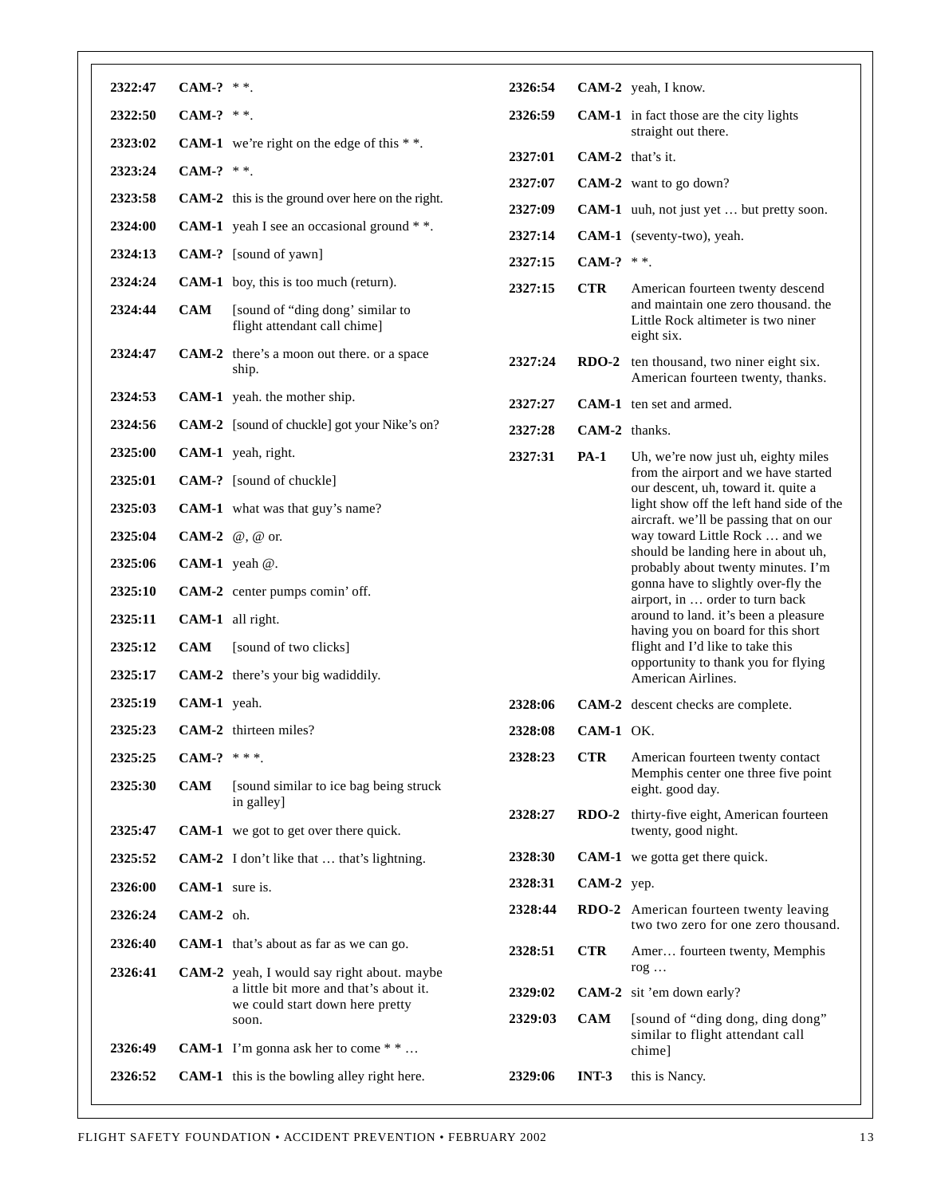| | | |
|---|---|---|
| **2322:47** | **CAM-?** | * *. |
| **2322:50** | **CAM-?** | * *. |
| **2323:02** | **CAM-1** | we're right on the edge of this * *. |
| **2323:24** | **CAM-?** | * *. |
| **2323:58** | **CAM-2** | this is the ground over here on the right. |
| **2324:00** | **CAM-1** | yeah I see an occasional ground * *. |
| **2324:13** | **CAM-?** | [sound of yawn] |
| **2324:24** | **CAM-1** | boy, this is too much (return). |
| **2324:44** | **CAM** | [sound of "ding dong" similar to flight attendant call chime] |
| **2324:47** | **CAM-2** | there's a moon out there. or a space ship. |
| **2324:53** | **CAM-1** | yeah. the mother ship. |
| **2324:56** | **CAM-2** | [sound of chuckle] got your Nike's on? |
| **2325:00** | **CAM-1** | yeah, right. |
| **2325:01** | **CAM-?** | [sound of chuckle] |
| **2325:03** | **CAM-1** | what was that guy's name? |
| **2325:04** | **CAM-2** | @, @ or. |
| **2325:06** | **CAM-1** | yeah @. |
| **2325:10** | **CAM-2** | center pumps comin' off. |
| **2325:11** | **CAM-1** | all right. |
| **2325:12** | **CAM** | [sound of two clicks] |
| **2325:17** | **CAM-2** | there's your big wadiddily. |
| **2325:19** | **CAM-1** | yeah. |
| **2325:23** | **CAM-2** | thirteen miles? |
| **2325:25** | **CAM-?** | * * *. |
| **2325:30** | **CAM** | [sound similar to ice bag being struck in galley] |
| **2325:47** | **CAM-1** | we got to get over there quick. |
| **2325:52** | **CAM-2** | I don't like that … that's lightning. |
| **2326:00** | **CAM-1** | sure is. |
| **2326:24** | **CAM-2** | oh. |
| **2326:40** | **CAM-1** | that's about as far as we can go. |
| **2326:41** | **CAM-2** | yeah, I would say right about. maybe a little bit more and that's about it. we could start down here pretty soon. |
| **2326:49** | **CAM-1** | I'm gonna ask her to come * * … |
| **2326:52** | **CAM-1** | this is the bowling alley right here. |
| **2326:54** | **CAM-2** | yeah, I know. |
| **2326:59** | **CAM-1** | in fact those are the city lights straight out there. |
| **2327:01** | **CAM-2** | that's it. |
| **2327:07** | **CAM-2** | want to go down? |
| **2327:09** | **CAM-1** | uuh, not just yet … but pretty soon. |
| **2327:14** | **CAM-1** | (seventy-two), yeah. |
| **2327:15** | **CAM-?** | * *. |
| **2327:15** | **CTR** | American fourteen twenty descend and maintain one zero thousand. the Little Rock altimeter is two niner eight six. |
| **2327:24** | **RDO-2** | ten thousand, two niner eight six. American fourteen twenty, thanks. |
| **2327:27** | **CAM-1** | ten set and armed. |
| **2327:28** | **CAM-2** | thanks. |
| **2327:31** | **PA-1** | Uh, we're now just uh, eighty miles from the airport and we have started our descent, uh, toward it. quite a light show off the left hand side of the aircraft. we'll be passing that on our way toward Little Rock … and we should be landing here in about uh, probably about twenty minutes. I'm gonna have to slightly over-fly the airport, in … order to turn back around to land. it's been a pleasure having you on board for this short flight and I'd like to take this opportunity to thank you for flying American Airlines. |
| **2328:06** | **CAM-2** | descent checks are complete. |
| **2328:08** | **CAM-1** | OK. |
| **2328:23** | **CTR** | American fourteen twenty contact Memphis center one three five point eight. good day. |
| **2328:27** | **RDO-2** | thirty-five eight, American fourteen twenty, good night. |
| **2328:30** | **CAM-1** | we gotta get there quick. |
| **2328:31** | **CAM-2** | yep. |
| **2328:44** | **RDO-2** | American fourteen twenty leaving two two zero for one zero thousand. |
| **2328:51** | **CTR** | Amer… fourteen twenty, Memphis rog … |
| **2329:02** | **CAM-2** | sit 'em down early? |
| **2329:03** | **CAM** | [sound of "ding dong, ding dong" similar to flight attendant call chime] |
| **2329:06** | **INT-3** | this is Nancy. |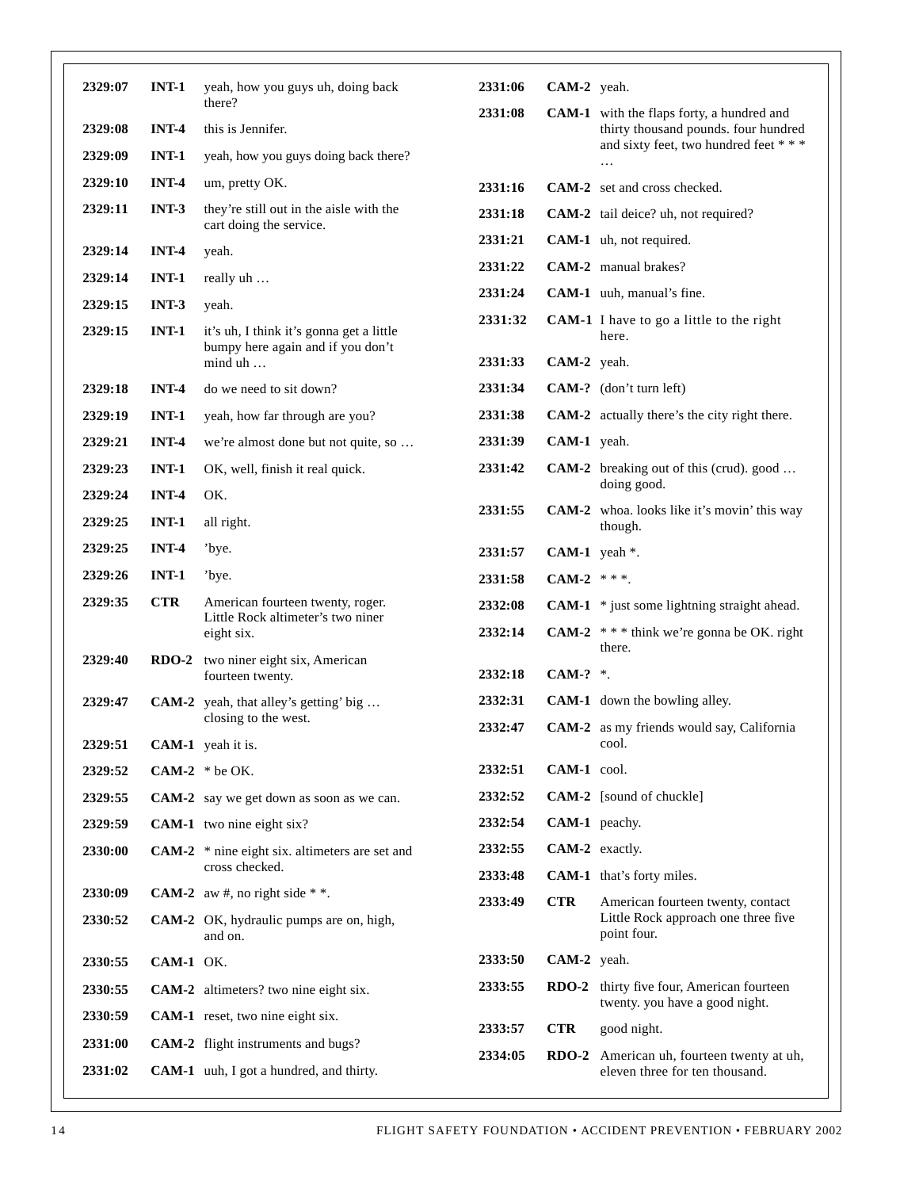| | | |
|---|---|---|
| **2329:07** | **INT-1** | yeah, how you guys uh, doing back there? |
| **2329:08** | **INT-4** | this is Jennifer. |
| **2329:09** | **INT-1** | yeah, how you guys doing back there? |
| **2329:10** | **INT-4** | um, pretty OK. |
| **2329:11** | **INT-3** | they're still out in the aisle with the cart doing the service. |
| **2329:14** | **INT-4** | yeah. |
| **2329:14** | **INT-1** | really uh … |
| **2329:15** | **INT-3** | yeah. |
| **2329:15** | **INT-1** | it's uh, I think it's gonna get a little bumpy here again and if you don't mind uh … |
| **2329:18** | **INT-4** | do we need to sit down? |
| **2329:19** | **INT-1** | yeah, how far through are you? |
| **2329:21** | **INT-4** | we're almost done but not quite, so … |
| **2329:23** | **INT-1** | OK, well, finish it real quick. |
| **2329:24** | **INT-4** | OK. |
| **2329:25** | **INT-1** | all right. |
| **2329:25** | **INT-4** | 'bye. |
| **2329:26** | **INT-1** | 'bye. |
| **2329:35** | **CTR** | American fourteen twenty, roger. Little Rock altimeter's two niner eight six. |
| **2329:40** | **RDO-2** | two niner eight six, American fourteen twenty. |
| **2329:47** | **CAM-2** | yeah, that alley's getting' big … closing to the west. |
| **2329:51** | **CAM-1** | yeah it is. |
| **2329:52** | **CAM-2** | * be OK. |
| **2329:55** | **CAM-2** | say we get down as soon as we can. |
| **2329:59** | **CAM-1** | two nine eight six? |
| **2330:00** | **CAM-2** | * nine eight six. altimeters are set and cross checked. |
| **2330:09** | **CAM-2** | aw #, no right side * *. |
| **2330:52** | **CAM-2** | OK, hydraulic pumps are on, high, and on. |
| **2330:55** | **CAM-1** | OK. |
| **2330:55** | **CAM-2** | altimeters? two nine eight six. |
| **2330:59** | **CAM-1** | reset, two nine eight six. |
| **2331:00** | **CAM-2** | flight instruments and bugs? |
| **2331:02** | **CAM-1** | uuh, I got a hundred, and thirty. |
| **2331:06** | **CAM-2** | yeah. |
| **2331:08** | **CAM-1** | with the flaps forty, a hundred and thirty thousand pounds. four hundred and sixty feet, two hundred feet * * * … |
| **2331:16** | **CAM-2** | set and cross checked. |
| **2331:18** | **CAM-2** | tail deice? uh, not required? |
| **2331:21** | **CAM-1** | uh, not required. |
| **2331:22** | **CAM-2** | manual brakes? |
| **2331:24** | **CAM-1** | uuh, manual's fine. |
| **2331:32** | **CAM-1** | I have to go a little to the right here. |
| **2331:33** | **CAM-2** | yeah. |
| **2331:34** | **CAM-?** | (don't turn left) |
| **2331:38** | **CAM-2** | actually there's the city right there. |
| **2331:39** | **CAM-1** | yeah. |
| **2331:42** | **CAM-2** | breaking out of this (crud). good … doing good. |
| **2331:55** | **CAM-2** | whoa. looks like it's movin' this way though. |
| **2331:57** | **CAM-1** | yeah *. |
| **2331:58** | **CAM-2** | * * *. |
| **2332:08** | **CAM-1** | * just some lightning straight ahead. |
| **2332:14** | **CAM-2** | * * * think we're gonna be OK. right there. |
| **2332:18** | **CAM-?** | *. |
| **2332:31** | **CAM-1** | down the bowling alley. |
| **2332:47** | **CAM-2** | as my friends would say, California cool. |
| **2332:51** | **CAM-1** | cool. |
| **2332:52** | **CAM-2** | [sound of chuckle] |
| **2332:54** | **CAM-1** | peachy. |
| **2332:55** | **CAM-2** | exactly. |
| **2333:48** | **CAM-1** | that's forty miles. |
| **2333:49** | **CTR** | American fourteen twenty, contact Little Rock approach one three five point four. |
| **2333:50** | **CAM-2** | yeah. |
| **2333:55** | **RDO-2** | thirty five four, American fourteen twenty. you have a good night. |
| **2333:57** | **CTR** | good night. |
| **2334:05** | **RDO-2** | American uh, fourteen twenty at uh, eleven three for ten thousand. |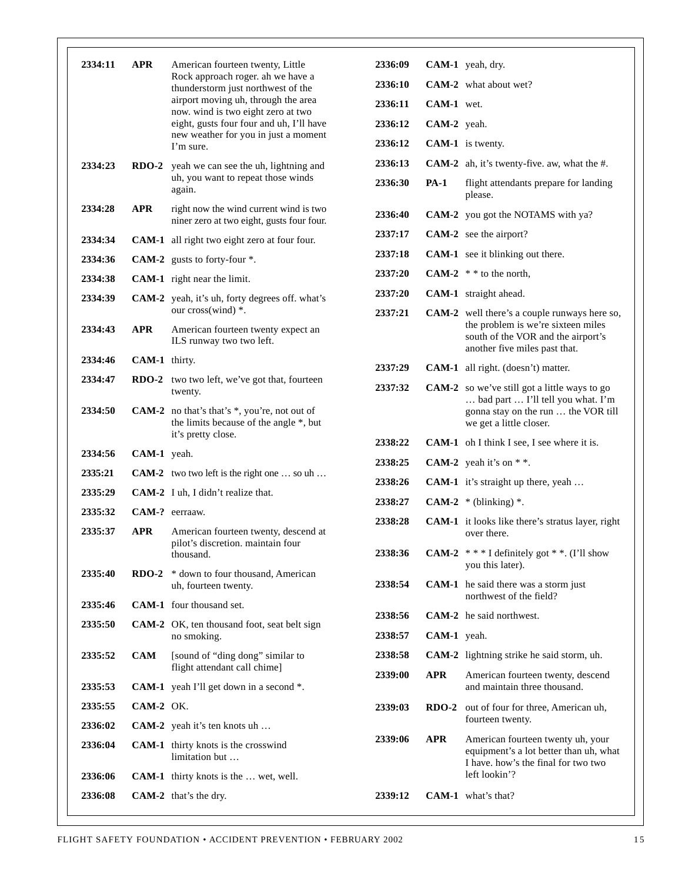| | | |
|---|---|---|
| 2334:11 | APR | American fourteen twenty, Little Rock approach roger. ah we have a thunderstorm just northwest of the airport moving uh, through the area now. wind is two eight zero at two eight, gusts four four and uh, I'll have new weather for you in just a moment I'm sure. |
| 2334:23 | RDO-2 | yeah we can see the uh, lightning and uh, you want to repeat those winds again. |
| 2334:28 | APR | right now the wind current wind is two niner zero at two eight, gusts four four. |
| 2334:34 | CAM-1 | all right two eight zero at four four. |
| 2334:36 | CAM-2 | gusts to forty-four *. |
| 2334:38 | CAM-1 | right near the limit. |
| 2334:39 | CAM-2 | yeah, it's uh, forty degrees off. what's our cross(wind) *. |
| 2334:43 | APR | American fourteen twenty expect an ILS runway two two left. |
| 2334:46 | CAM-1 | thirty. |
| 2334:47 | RDO-2 | two two left, we've got that, fourteen twenty. |
| 2334:50 | CAM-2 | no that's that's *, you're, not out of the limits because of the angle *, but it's pretty close. |
| 2334:56 | CAM-1 | yeah. |
| 2335:21 | CAM-2 | two two left is the right one … so uh … |
| 2335:29 | CAM-2 | I uh, I didn't realize that. |
| 2335:32 | CAM-? | eerraaw. |
| 2335:37 | APR | American fourteen twenty, descend at pilot's discretion. maintain four thousand. |
| 2335:40 | RDO-2 | * down to four thousand, American uh, fourteen twenty. |
| 2335:46 | CAM-1 | four thousand set. |
| 2335:50 | CAM-2 | OK, ten thousand foot, seat belt sign no smoking. |
| 2335:52 | CAM | [sound of "ding dong" similar to flight attendant call chime] |
| 2335:53 | CAM-1 | yeah I'll get down in a second *. |
| 2335:55 | CAM-2 | OK. |
| 2336:02 | CAM-2 | yeah it's ten knots uh … |
| 2336:04 | CAM-1 | thirty knots is the crosswind limitation but … |
| 2336:06 | CAM-1 | thirty knots is the … wet, well. |
| 2336:08 | CAM-2 | that's the dry. |
| 2336:09 | CAM-1 | yeah, dry. |
| 2336:10 | CAM-2 | what about wet? |
| 2336:11 | CAM-1 | wet. |
| 2336:12 | CAM-2 | yeah. |
| 2336:12 | CAM-1 | is twenty. |
| 2336:13 | CAM-2 | ah, it's twenty-five. aw, what the #. |
| 2336:30 | PA-1 | flight attendants prepare for landing please. |
| 2336:40 | CAM-2 | you got the NOTAMS with ya? |
| 2337:17 | CAM-2 | see the airport? |
| 2337:18 | CAM-1 | see it blinking out there. |
| 2337:20 | CAM-2 | * * to the north, |
| 2337:20 | CAM-1 | straight ahead. |
| 2337:21 | CAM-2 | well there's a couple runways here so, the problem is we're sixteen miles south of the VOR and the airport's another five miles past that. |
| 2337:29 | CAM-1 | all right. (doesn't) matter. |
| 2337:32 | CAM-2 | so we've still got a little ways to go … bad part … I'll tell you what. I'm gonna stay on the run … the VOR till we get a little closer. |
| 2338:22 | CAM-1 | oh I think I see, I see where it is. |
| 2338:25 | CAM-2 | yeah it's on * *. |
| 2338:26 | CAM-1 | it's straight up there, yeah … |
| 2338:27 | CAM-2 | * (blinking) *. |
| 2338:28 | CAM-1 | it looks like there's stratus layer, right over there. |
| 2338:36 | CAM-2 | * * * I definitely got * *. (I'll show you this later). |
| 2338:54 | CAM-1 | he said there was a storm just northwest of the field? |
| 2338:56 | CAM-2 | he said northwest. |
| 2338:57 | CAM-1 | yeah. |
| 2338:58 | CAM-2 | lightning strike he said storm, uh. |
| 2339:00 | APR | American fourteen twenty, descend and maintain three thousand. |
| 2339:03 | RDO-2 | out of four for three, American uh, fourteen twenty. |
| 2339:06 | APR | American fourteen twenty uh, your equipment's a lot better than uh, what I have. how's the final for two two left lookin'? |
| 2339:12 | CAM-1 | what's that? |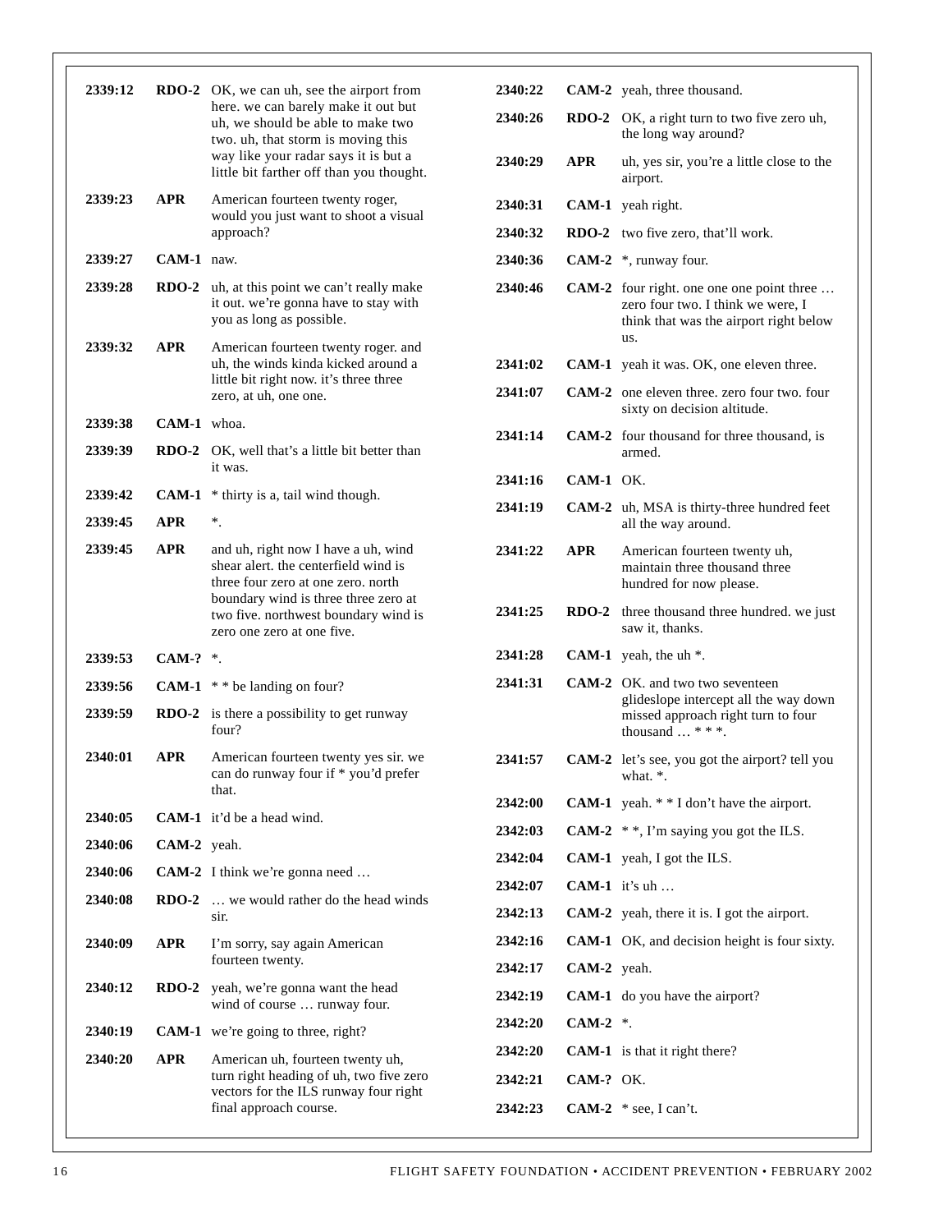| Time | Source | Content |
|---|---|---|
| 2339:12 | RDO-2 | OK, we can uh, see the airport from here. we can barely make it out but uh, we should be able to make two two. uh, that storm is moving this way like your radar says it is but a little bit farther off than you thought. |
| 2339:23 | APR | American fourteen twenty roger, would you just want to shoot a visual approach? |
| 2339:27 | CAM-1 | naw. |
| 2339:28 | RDO-2 | uh, at this point we can't really make it out. we're gonna have to stay with you as long as possible. |
| 2339:32 | APR | American fourteen twenty roger. and uh, the winds kinda kicked around a little bit right now. it's three three zero, at uh, one one. |
| 2339:38 | CAM-1 | whoa. |
| 2339:39 | RDO-2 | OK, well that's a little bit better than it was. |
| 2339:42 | CAM-1 | * thirty is a, tail wind though. |
| 2339:45 | APR | *. |
| 2339:45 | APR | and uh, right now I have a uh, wind shear alert. the centerfield wind is three four zero at one zero. north boundary wind is three three zero at two five. northwest boundary wind is zero one zero at one five. |
| 2339:53 | CAM-? | *. |
| 2339:56 | CAM-1 | * * be landing on four? |
| 2339:59 | RDO-2 | is there a possibility to get runway four? |
| 2340:01 | APR | American fourteen twenty yes sir. we can do runway four if * you'd prefer that. |
| 2340:05 | CAM-1 | it'd be a head wind. |
| 2340:06 | CAM-2 | yeah. |
| 2340:06 | CAM-2 | I think we're gonna need … |
| 2340:08 | RDO-2 | … we would rather do the head winds sir. |
| 2340:09 | APR | I'm sorry, say again American fourteen twenty. |
| 2340:12 | RDO-2 | yeah, we're gonna want the head wind of course … runway four. |
| 2340:19 | CAM-1 | we're going to three, right? |
| 2340:20 | APR | American uh, fourteen twenty uh, turn right heading of uh, two five zero vectors for the ILS runway four right final approach course. |
| 2340:22 | CAM-2 | yeah, three thousand. |
| 2340:26 | RDO-2 | OK, a right turn to two five zero uh, the long way around? |
| 2340:29 | APR | uh, yes sir, you're a little close to the airport. |
| 2340:31 | CAM-1 | yeah right. |
| 2340:32 | RDO-2 | two five zero, that'll work. |
| 2340:36 | CAM-2 | *, runway four. |
| 2340:46 | CAM-2 | four right. one one one point three … zero four two. I think we were, I think that was the airport right below us. |
| 2341:02 | CAM-1 | yeah it was. OK, one eleven three. |
| 2341:07 | CAM-2 | one eleven three. zero four two. four sixty on decision altitude. |
| 2341:14 | CAM-2 | four thousand for three thousand, is armed. |
| 2341:16 | CAM-1 | OK. |
| 2341:19 | CAM-2 | uh, MSA is thirty-three hundred feet all the way around. |
| 2341:22 | APR | American fourteen twenty uh, maintain three thousand three hundred for now please. |
| 2341:25 | RDO-2 | three thousand three hundred. we just saw it, thanks. |
| 2341:28 | CAM-1 | yeah, the uh *. |
| 2341:31 | CAM-2 | OK. and two two seventeen glideslope intercept all the way down missed approach right turn to four thousand … * * *. |
| 2341:57 | CAM-2 | let's see, you got the airport? tell you what. *. |
| 2342:00 | CAM-1 | yeah. * * I don't have the airport. |
| 2342:03 | CAM-2 | * *, I'm saying you got the ILS. |
| 2342:04 | CAM-1 | yeah, I got the ILS. |
| 2342:07 | CAM-1 | it's uh … |
| 2342:13 | CAM-2 | yeah, there it is. I got the airport. |
| 2342:16 | CAM-1 | OK, and decision height is four sixty. |
| 2342:17 | CAM-2 | yeah. |
| 2342:19 | CAM-1 | do you have the airport? |
| 2342:20 | CAM-2 | *. |
| 2342:20 | CAM-1 | is that it right there? |
| 2342:21 | CAM-? | OK. |
| 2342:23 | CAM-2 | * see, I can't. |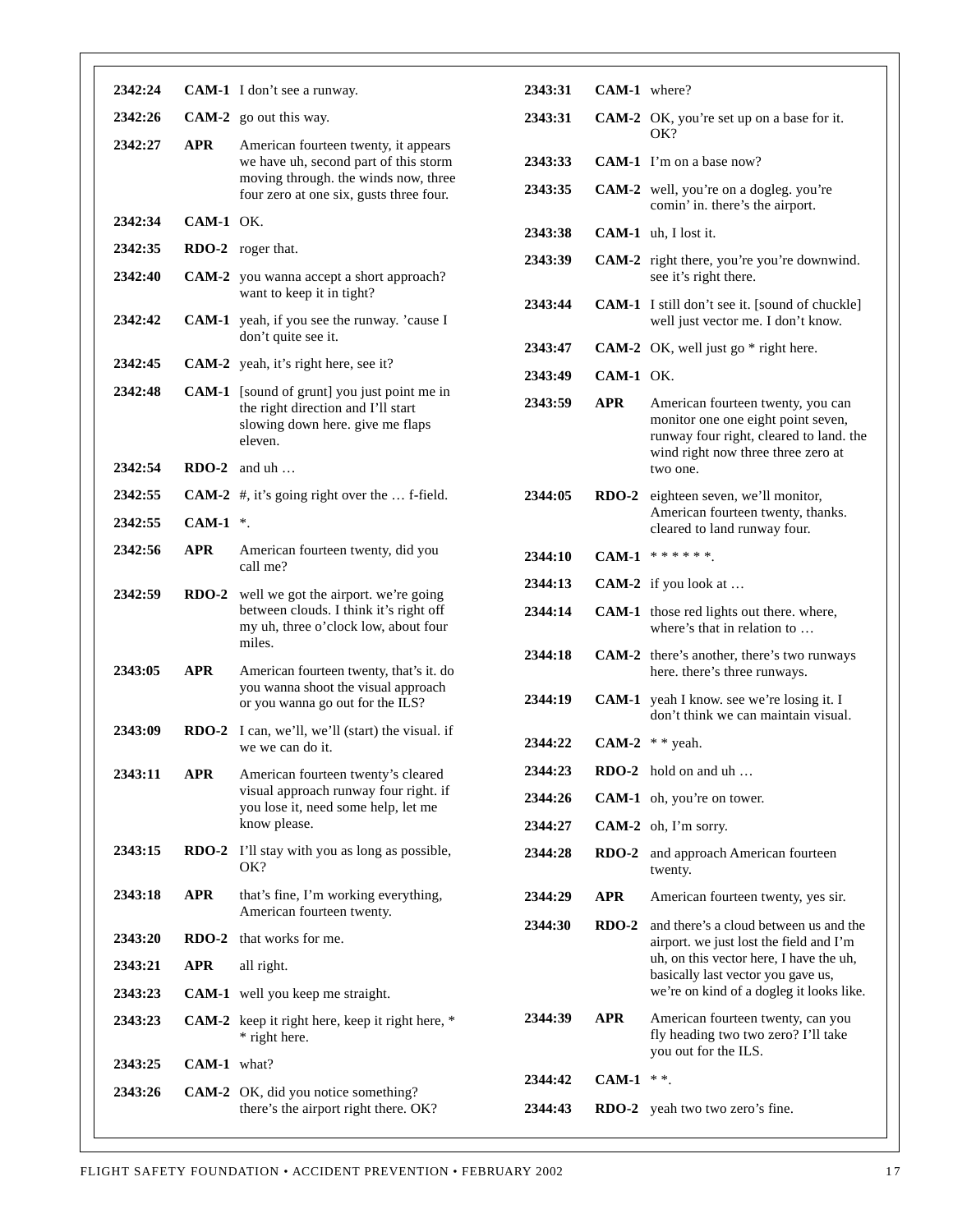| | | |
|---|---|---|
| 2342:24 | CAM-1 | I don't see a runway. |
| 2342:26 | CAM-2 | go out this way. |
| 2342:27 | APR | American fourteen twenty, it appears we have uh, second part of this storm moving through. the winds now, three four zero at one six, gusts three four. |
| 2342:34 | CAM-1 | OK. |
| 2342:35 | RDO-2 | roger that. |
| 2342:40 | CAM-2 | you wanna accept a short approach? want to keep it in tight? |
| 2342:42 | CAM-1 | yeah, if you see the runway. 'cause I don't quite see it. |
| 2342:45 | CAM-2 | yeah, it's right here, see it? |
| 2342:48 | CAM-1 | [sound of grunt] you just point me in the right direction and I'll start slowing down here. give me flaps eleven. |
| 2342:54 | RDO-2 | and uh … |
| 2342:55 | CAM-2 | #, it's going right over the … f-field. |
| 2342:55 | CAM-1 | *. |
| 2342:56 | APR | American fourteen twenty, did you call me? |
| 2342:59 | RDO-2 | well we got the airport. we're going between clouds. I think it's right off my uh, three o'clock low, about four miles. |
| 2343:05 | APR | American fourteen twenty, that's it. do you wanna shoot the visual approach or you wanna go out for the ILS? |
| 2343:09 | RDO-2 | I can, we'll, we'll (start) the visual. if we we can do it. |
| 2343:11 | APR | American fourteen twenty's cleared visual approach runway four right. if you lose it, need some help, let me know please. |
| 2343:15 | RDO-2 | I'll stay with you as long as possible, OK? |
| 2343:18 | APR | that's fine, I'm working everything, American fourteen twenty. |
| 2343:20 | RDO-2 | that works for me. |
| 2343:21 | APR | all right. |
| 2343:23 | CAM-1 | well you keep me straight. |
| 2343:23 | CAM-2 | keep it right here, keep it right here, * * right here. |
| 2343:25 | CAM-1 | what? |
| 2343:26 | CAM-2 | OK, did you notice something? there's the airport right there. OK? |
| 2343:31 | CAM-1 | where? |
| 2343:31 | CAM-2 | OK, you're set up on a base for it. OK? |
| 2343:33 | CAM-1 | I'm on a base now? |
| 2343:35 | CAM-2 | well, you're on a dogleg. you're comin' in. there's the airport. |
| 2343:38 | CAM-1 | uh, I lost it. |
| 2343:39 | CAM-2 | right there, you're you're downwind. see it's right there. |
| 2343:44 | CAM-1 | I still don't see it. [sound of chuckle] well just vector me. I don't know. |
| 2343:47 | CAM-2 | OK, well just go * right here. |
| 2343:49 | CAM-1 | OK. |
| 2343:59 | APR | American fourteen twenty, you can monitor one one eight point seven, runway four right, cleared to land. the wind right now three three zero at two one. |
| 2344:05 | RDO-2 | eighteen seven, we'll monitor, American fourteen twenty, thanks. cleared to land runway four. |
| 2344:10 | CAM-1 | * * * * * *. |
| 2344:13 | CAM-2 | if you look at … |
| 2344:14 | CAM-1 | those red lights out there. where, where's that in relation to … |
| 2344:18 | CAM-2 | there's another, there's two runways here. there's three runways. |
| 2344:19 | CAM-1 | yeah I know. see we're losing it. I don't think we can maintain visual. |
| 2344:22 | CAM-2 | * * yeah. |
| 2344:23 | RDO-2 | hold on and uh … |
| 2344:26 | CAM-1 | oh, you're on tower. |
| 2344:27 | CAM-2 | oh, I'm sorry. |
| 2344:28 | RDO-2 | and approach American fourteen twenty. |
| 2344:29 | APR | American fourteen twenty, yes sir. |
| 2344:30 | RDO-2 | and there's a cloud between us and the airport. we just lost the field and I'm uh, on this vector here, I have the uh, basically last vector you gave us, we're on kind of a dogleg it looks like. |
| 2344:39 | APR | American fourteen twenty, can you fly heading two two zero? I'll take you out for the ILS. |
| 2344:42 | CAM-1 | * *. |
| 2344:43 | RDO-2 | yeah two two zero's fine. |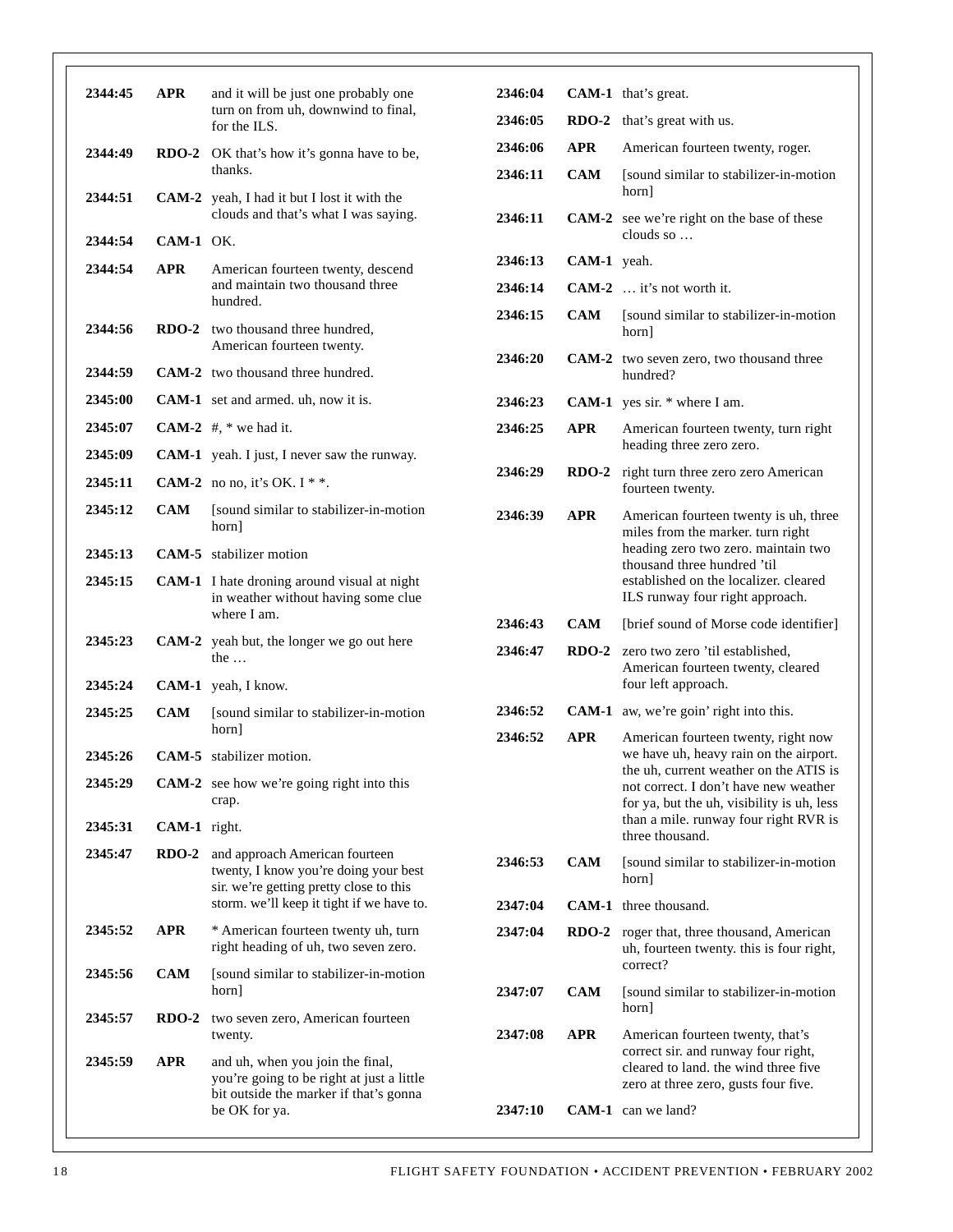| | | |
|---|---|---|
| **2344:45** | **APR** | and it will be just one probably one turn on from uh, downwind to final, for the ILS. |
| **2344:49** | **RDO-2** | OK that's how it's gonna have to be, thanks. |
| **2344:51** | **CAM-2** | yeah, I had it but I lost it with the clouds and that's what I was saying. |
| **2344:54** | **CAM-1** | OK. |
| **2344:54** | **APR** | American fourteen twenty, descend and maintain two thousand three hundred. |
| **2344:56** | **RDO-2** | two thousand three hundred, American fourteen twenty. |
| **2344:59** | **CAM-2** | two thousand three hundred. |
| **2345:00** | **CAM-1** | set and armed. uh, now it is. |
| **2345:07** | **CAM-2** | #, * we had it. |
| **2345:09** | **CAM-1** | yeah. I just, I never saw the runway. |
| **2345:11** | **CAM-2** | no no, it's OK. I * *. |
| **2345:12** | **CAM** | [sound similar to stabilizer-in-motion horn] |
| **2345:13** | **CAM-5** | stabilizer motion |
| **2345:15** | **CAM-1** | I hate droning around visual at night in weather without having some clue where I am. |
| **2345:23** | **CAM-2** | yeah but, the longer we go out here the … |
| **2345:24** | **CAM-1** | yeah, I know. |
| **2345:25** | **CAM** | [sound similar to stabilizer-in-motion horn] |
| **2345:26** | **CAM-5** | stabilizer motion. |
| **2345:29** | **CAM-2** | see how we're going right into this crap. |
| **2345:31** | **CAM-1** | right. |
| **2345:47** | **RDO-2** | and approach American fourteen twenty, I know you're doing your best sir. we're getting pretty close to this storm. we'll keep it tight if we have to. |
| **2345:52** | **APR** | * American fourteen twenty uh, turn right heading of uh, two seven zero. |
| **2345:56** | **CAM** | [sound similar to stabilizer-in-motion horn] |
| **2345:57** | **RDO-2** | two seven zero, American fourteen twenty. |
| **2345:59** | **APR** | and uh, when you join the final, you're going to be right at just a little bit outside the marker if that's gonna be OK for ya. |
| **2346:04** | **CAM-1** | that's great. |
| **2346:05** | **RDO-2** | that's great with us. |
| **2346:06** | **APR** | American fourteen twenty, roger. |
| **2346:11** | **CAM** | [sound similar to stabilizer-in-motion horn] |
| **2346:11** | **CAM-2** | see we're right on the base of these clouds so … |
| **2346:13** | **CAM-1** | yeah. |
| **2346:14** | **CAM-2** | … it's not worth it. |
| **2346:15** | **CAM** | [sound similar to stabilizer-in-motion horn] |
| **2346:20** | **CAM-2** | two seven zero, two thousand three hundred? |
| **2346:23** | **CAM-1** | yes sir. * where I am. |
| **2346:25** | **APR** | American fourteen twenty, turn right heading three zero zero. |
| **2346:29** | **RDO-2** | right turn three zero zero American fourteen twenty. |
| **2346:39** | **APR** | American fourteen twenty is uh, three miles from the marker. turn right heading zero two zero. maintain two thousand three hundred 'til established on the localizer. cleared ILS runway four right approach. |
| **2346:43** | **CAM** | [brief sound of Morse code identifier] |
| **2346:47** | **RDO-2** | zero two zero 'til established, American fourteen twenty, cleared four left approach. |
| **2346:52** | **CAM-1** | aw, we're goin' right into this. |
| **2346:52** | **APR** | American fourteen twenty, right now we have uh, heavy rain on the airport. the uh, current weather on the ATIS is not correct. I don't have new weather for ya, but the uh, visibility is uh, less than a mile. runway four right RVR is three thousand. |
| **2346:53** | **CAM** | [sound similar to stabilizer-in-motion horn] |
| **2347:04** | **CAM-1** | three thousand. |
| **2347:04** | **RDO-2** | roger that, three thousand, American uh, fourteen twenty. this is four right, correct? |
| **2347:07** | **CAM** | [sound similar to stabilizer-in-motion horn] |
| **2347:08** | **APR** | American fourteen twenty, that's correct sir. and runway four right, cleared to land. the wind three five zero at three zero, gusts four five. |
| **2347:10** | **CAM-1** | can we land? |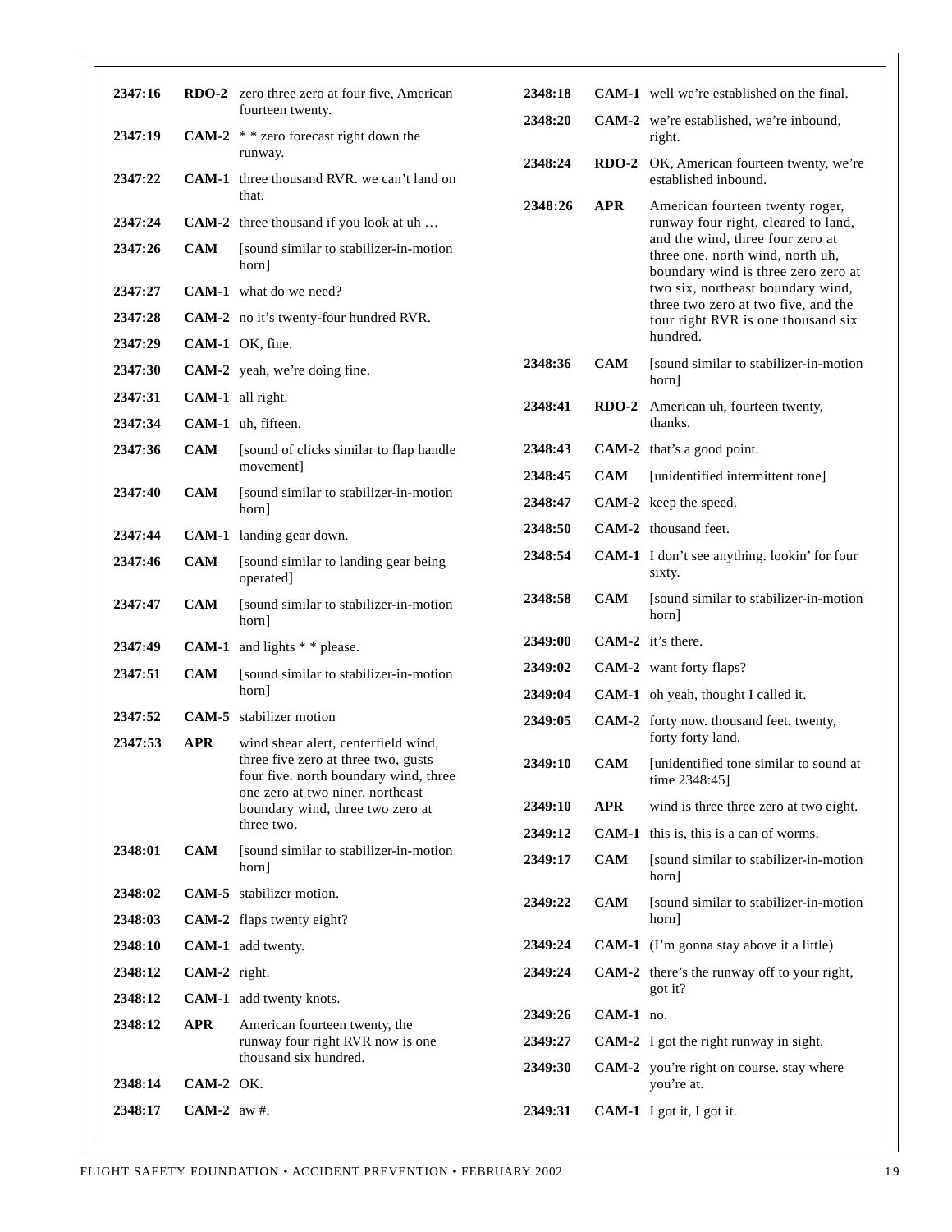| | | |
|---|---|---|
| 2347:16 | RDO-2 | zero three zero at four five, American fourteen twenty. |
| 2347:19 | CAM-2 | * * zero forecast right down the runway. |
| 2347:22 | CAM-1 | three thousand RVR. we can't land on that. |
| 2347:24 | CAM-2 | three thousand if you look at uh … |
| 2347:26 | CAM | [sound similar to stabilizer-in-motion horn] |
| 2347:27 | CAM-1 | what do we need? |
| 2347:28 | CAM-2 | no it's twenty-four hundred RVR. |
| 2347:29 | CAM-1 | OK, fine. |
| 2347:30 | CAM-2 | yeah, we're doing fine. |
| 2347:31 | CAM-1 | all right. |
| 2347:34 | CAM-1 | uh, fifteen. |
| 2347:36 | CAM | [sound of clicks similar to flap handle movement] |
| 2347:40 | CAM | [sound similar to stabilizer-in-motion horn] |
| 2347:44 | CAM-1 | landing gear down. |
| 2347:46 | CAM | [sound similar to landing gear being operated] |
| 2347:47 | CAM | [sound similar to stabilizer-in-motion horn] |
| 2347:49 | CAM-1 | and lights * * please. |
| 2347:51 | CAM | [sound similar to stabilizer-in-motion horn] |
| 2347:52 | CAM-5 | stabilizer motion |
| 2347:53 | APR | wind shear alert, centerfield wind, three five zero at three two, gusts four five. north boundary wind, three one zero at two niner. northeast boundary wind, three two zero at three two. |
| 2348:01 | CAM | [sound similar to stabilizer-in-motion horn] |
| 2348:02 | CAM-5 | stabilizer motion. |
| 2348:03 | CAM-2 | flaps twenty eight? |
| 2348:10 | CAM-1 | add twenty. |
| 2348:12 | CAM-2 | right. |
| 2348:12 | CAM-1 | add twenty knots. |
| 2348:12 | APR | American fourteen twenty, the runway four right RVR now is one thousand six hundred. |
| 2348:14 | CAM-2 | OK. |
| 2348:17 | CAM-2 | aw #. |
| 2348:18 | CAM-1 | well we're established on the final. |
| 2348:20 | CAM-2 | we're established, we're inbound, right. |
| 2348:24 | RDO-2 | OK, American fourteen twenty, we're established inbound. |
| 2348:26 | APR | American fourteen twenty roger, runway four right, cleared to land, and the wind, three four zero at three one. north wind, north uh, boundary wind is three zero zero at two six, northeast boundary wind, three two zero at two five, and the four right RVR is one thousand six hundred. |
| 2348:36 | CAM | [sound similar to stabilizer-in-motion horn] |
| 2348:41 | RDO-2 | American uh, fourteen twenty, thanks. |
| 2348:43 | CAM-2 | that's a good point. |
| 2348:45 | CAM | [unidentified intermittent tone] |
| 2348:47 | CAM-2 | keep the speed. |
| 2348:50 | CAM-2 | thousand feet. |
| 2348:54 | CAM-1 | I don't see anything. lookin' for four sixty. |
| 2348:58 | CAM | [sound similar to stabilizer-in-motion horn] |
| 2349:00 | CAM-2 | it's there. |
| 2349:02 | CAM-2 | want forty flaps? |
| 2349:04 | CAM-1 | oh yeah, thought I called it. |
| 2349:05 | CAM-2 | forty now. thousand feet. twenty, forty forty land. |
| 2349:10 | CAM | [unidentified tone similar to sound at time 2348:45] |
| 2349:10 | APR | wind is three three zero at two eight. |
| 2349:12 | CAM-1 | this is, this is a can of worms. |
| 2349:17 | CAM | [sound similar to stabilizer-in-motion horn] |
| 2349:22 | CAM | [sound similar to stabilizer-in-motion horn] |
| 2349:24 | CAM-1 | (I'm gonna stay above it a little) |
| 2349:24 | CAM-2 | there's the runway off to your right, got it? |
| 2349:26 | CAM-1 | no. |
| 2349:27 | CAM-2 | I got the right runway in sight. |
| 2349:30 | CAM-2 | you're right on course. stay where you're at. |
| 2349:31 | CAM-1 | I got it, I got it. |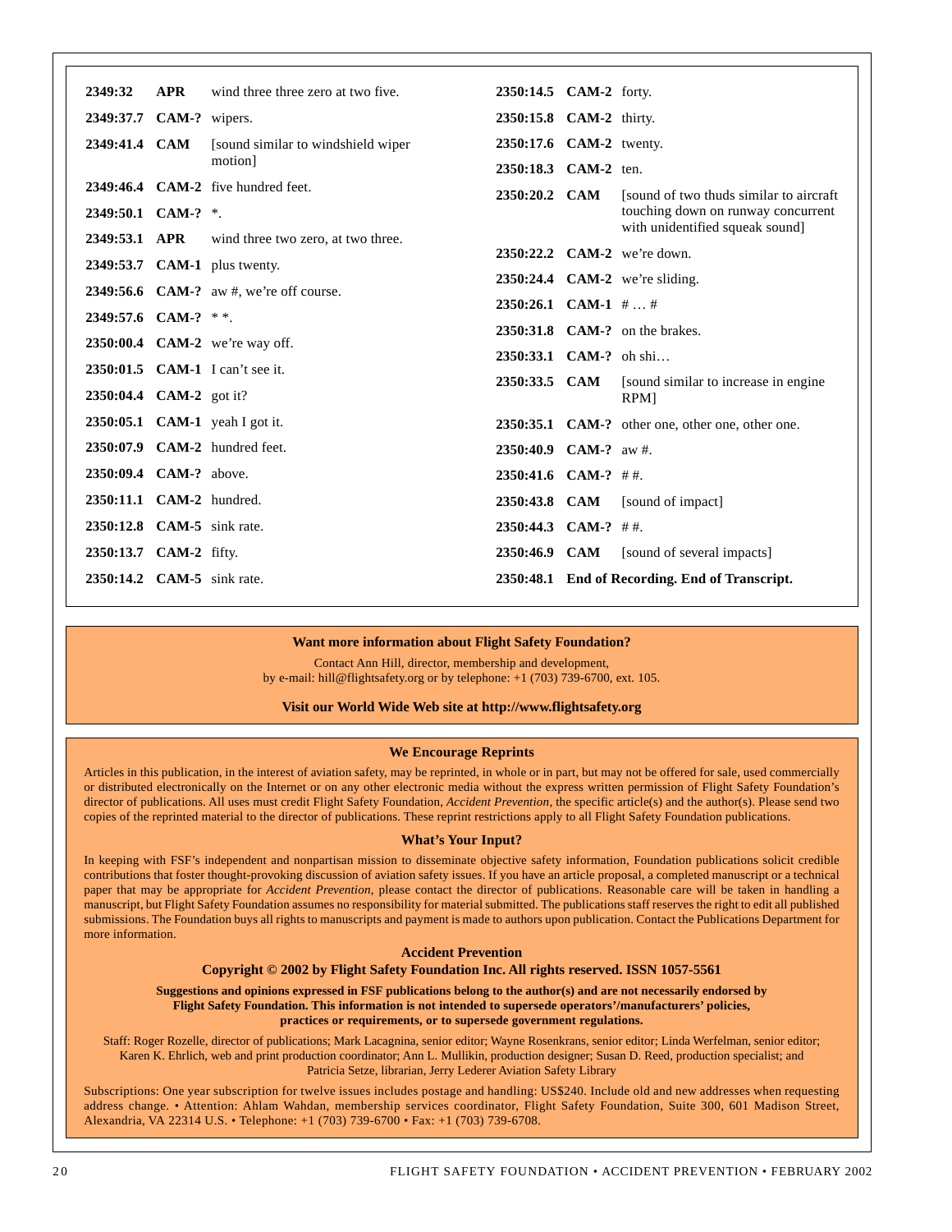| | | |
|---|---|---|
| **2349:32** | **APR** | wind three three zero at two five. |
| **2349:37.7** | **CAM-?** | wipers. |
| **2349:41.4** | **CAM** | [sound similar to windshield wiper motion] |
| **2349:46.4** | **CAM-2** | five hundred feet. |
| **2349:50.1** | **CAM-?** | *. |
| **2349:53.1** | **APR** | wind three two zero, at two three. |
| **2349:53.7** | **CAM-1** | plus twenty. |
| **2349:56.6** | **CAM-?** | aw #, we're off course. |
| **2349:57.6** | **CAM-?** | * *. |
| **2350:00.4** | **CAM-2** | we're way off. |
| **2350:01.5** | **CAM-1** | I can't see it. |
| **2350:04.4** | **CAM-2** | got it? |
| **2350:05.1** | **CAM-1** | yeah I got it. |
| **2350:07.9** | **CAM-2** | hundred feet. |
| **2350:09.4** | **CAM-?** | above. |
| **2350:11.1** | **CAM-2** | hundred. |
| **2350:12.8** | **CAM-5** | sink rate. |
| **2350:13.7** | **CAM-2** | fifty. |
| **2350:14.2** | **CAM-5** | sink rate. |
| **2350:14.5** | **CAM-2** | forty. |
| **2350:15.8** | **CAM-2** | thirty. |
| **2350:17.6** | **CAM-2** | twenty. |
| **2350:18.3** | **CAM-2** | ten. |
| **2350:20.2** | **CAM** | [sound of two thuds similar to aircraft touching down on runway concurrent with unidentified squeak sound] |
| **2350:22.2** | **CAM-2** | we're down. |
| **2350:24.4** | **CAM-2** | we're sliding. |
| **2350:26.1** | **CAM-1** | # … # |
| **2350:31.8** | **CAM-?** | on the brakes. |
| **2350:33.1** | **CAM-?** | oh shi… |
| **2350:33.5** | **CAM** | [sound similar to increase in engine RPM] |
| **2350:35.1** | **CAM-?** | other one, other one, other one. |
| **2350:40.9** | **CAM-?** | aw #. |
| **2350:41.6** | **CAM-?** | # #. |
| **2350:43.8** | **CAM** | [sound of impact] |
| **2350:44.3** | **CAM-?** | # #. |
| **2350:46.9** | **CAM** | [sound of several impacts] |
| **2350:48.1** | **End of Recording. End of Transcript.** | |

**Want more information about Flight Safety Foundation?**

Contact Ann Hill, director, membership and development,
by e-mail: hill@flightsafety.org or by telephone: +1 (703) 739-6700, ext. 105.

**Visit our World Wide Web site at http://www.flightsafety.org**

### We Encourage Reprints

Articles in this publication, in the interest of aviation safety, may be reprinted, in whole or in part, but may not be offered for sale, used commercially or distributed electronically on the Internet or on any other electronic media without the express written permission of Flight Safety Foundation's director of publications. All uses must credit Flight Safety Foundation, *Accident Prevention*, the specific article(s) and the author(s). Please send two copies of the reprinted material to the director of publications. These reprint restrictions apply to all Flight Safety Foundation publications.

### What's Your Input?

In keeping with FSF's independent and nonpartisan mission to disseminate objective safety information, Foundation publications solicit credible contributions that foster thought-provoking discussion of aviation safety issues. If you have an article proposal, a completed manuscript or a technical paper that may be appropriate for *Accident Prevention*, please contact the director of publications. Reasonable care will be taken in handling a manuscript, but Flight Safety Foundation assumes no responsibility for material submitted. The publications staff reserves the right to edit all published submissions. The Foundation buys all rights to manuscripts and payment is made to authors upon publication. Contact the Publications Department for more information.

### Accident Prevention

**Copyright © 2002 by Flight Safety Foundation Inc. All rights reserved. ISSN 1057-5561**

**Suggestions and opinions expressed in FSF publications belong to the author(s) and are not necessarily endorsed by Flight Safety Foundation. This information is not intended to supersede operators'/manufacturers' policies, practices or requirements, or to supersede government regulations.**

Staff: Roger Rozelle, director of publications; Mark Lacagnina, senior editor; Wayne Rosenkrans, senior editor; Linda Werfelman, senior editor; Karen K. Ehrlich, web and print production coordinator; Ann L. Mullikin, production designer; Susan D. Reed, production specialist; and Patricia Setze, librarian, Jerry Lederer Aviation Safety Library

Subscriptions: One year subscription for twelve issues includes postage and handling: US$240. Include old and new addresses when requesting address change. • Attention: Ahlam Wahdan, membership services coordinator, Flight Safety Foundation, Suite 300, 601 Madison Street, Alexandria, VA 22314 U.S. • Telephone: +1 (703) 739-6700 • Fax: +1 (703) 739-6708.